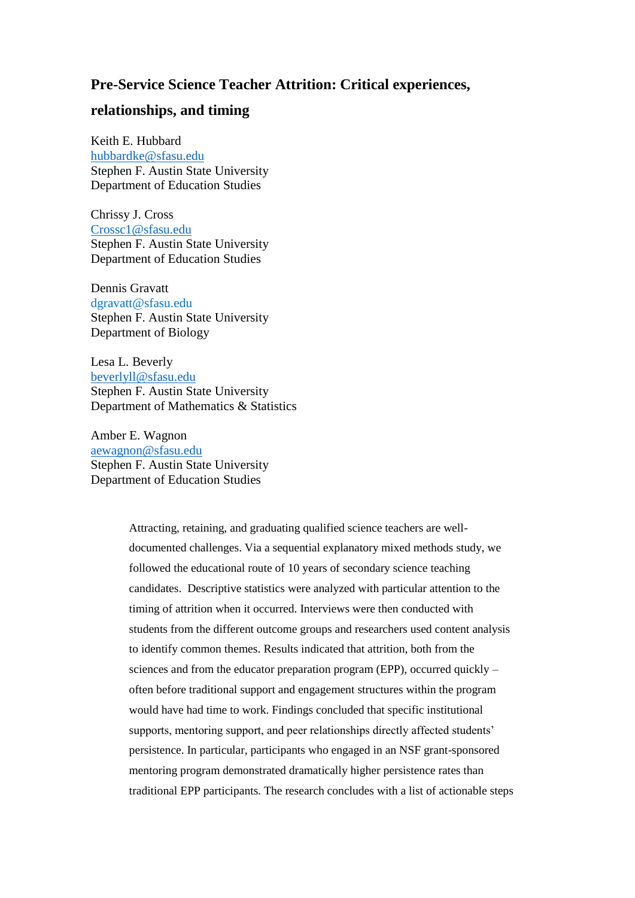# Pre-Service Science Teacher Attrition: Critical experiences, relationships, and timing

Keith E. Hubbard  
hubbardke@sfasu.edu  
Stephen F. Austin State University  
Department of Education Studies

Chrissy J. Cross  
Crossc1@sfasu.edu  
Stephen F. Austin State University  
Department of Education Studies

Dennis Gravatt  
dgravatt@sfasu.edu  
Stephen F. Austin State University  
Department of Biology

Lesa L. Beverly  
beverlyll@sfasu.edu  
Stephen F. Austin State University  
Department of Mathematics & Statistics

Amber E. Wagnon  
aewagnon@sfasu.edu  
Stephen F. Austin State University  
Department of Education Studies

> Attracting, retaining, and graduating qualified science teachers are well-documented challenges. Via a sequential explanatory mixed methods study, we followed the educational route of 10 years of secondary science teaching candidates. Descriptive statistics were analyzed with particular attention to the timing of attrition when it occurred. Interviews were then conducted with students from the different outcome groups and researchers used content analysis to identify common themes. Results indicated that attrition, both from the sciences and from the educator preparation program (EPP), occurred quickly – often before traditional support and engagement structures within the program would have had time to work. Findings concluded that specific institutional supports, mentoring support, and peer relationships directly affected students' persistence. In particular, participants who engaged in an NSF grant-sponsored mentoring program demonstrated dramatically higher persistence rates than traditional EPP participants. The research concludes with a list of actionable steps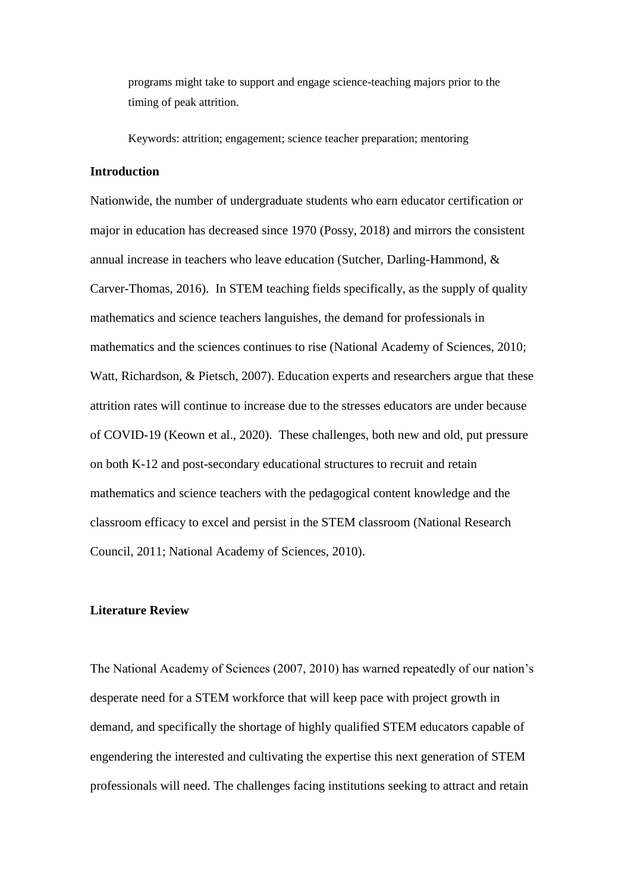programs might take to support and engage science-teaching majors prior to the timing of peak attrition.

Keywords: attrition; engagement; science teacher preparation; mentoring

## Introduction

Nationwide, the number of undergraduate students who earn educator certification or major in education has decreased since 1970 (Possy, 2018) and mirrors the consistent annual increase in teachers who leave education (Sutcher, Darling-Hammond, & Carver-Thomas, 2016). In STEM teaching fields specifically, as the supply of quality mathematics and science teachers languishes, the demand for professionals in mathematics and the sciences continues to rise (National Academy of Sciences, 2010; Watt, Richardson, & Pietsch, 2007). Education experts and researchers argue that these attrition rates will continue to increase due to the stresses educators are under because of COVID-19 (Keown et al., 2020). These challenges, both new and old, put pressure on both K-12 and post-secondary educational structures to recruit and retain mathematics and science teachers with the pedagogical content knowledge and the classroom efficacy to excel and persist in the STEM classroom (National Research Council, 2011; National Academy of Sciences, 2010).

## Literature Review

The National Academy of Sciences (2007, 2010) has warned repeatedly of our nation's desperate need for a STEM workforce that will keep pace with project growth in demand, and specifically the shortage of highly qualified STEM educators capable of engendering the interested and cultivating the expertise this next generation of STEM professionals will need. The challenges facing institutions seeking to attract and retain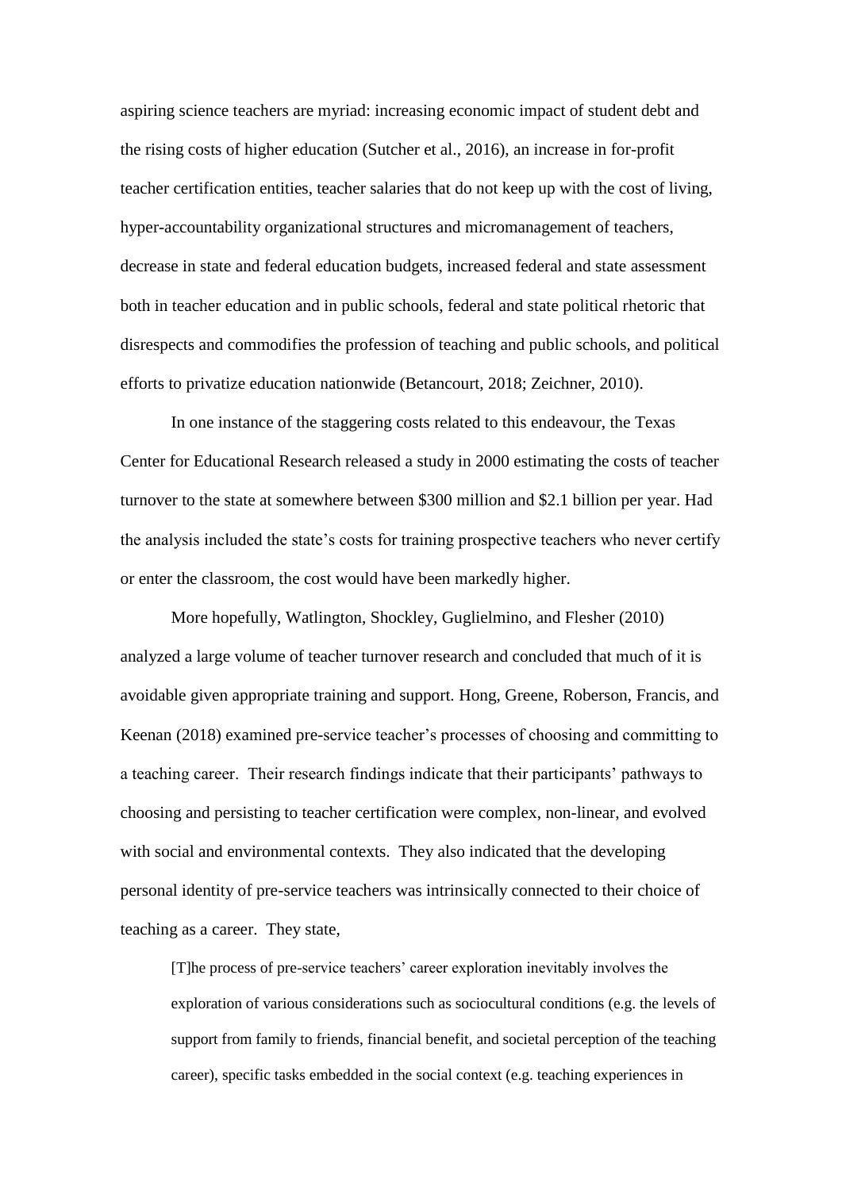aspiring science teachers are myriad: increasing economic impact of student debt and the rising costs of higher education (Sutcher et al., 2016), an increase in for-profit teacher certification entities, teacher salaries that do not keep up with the cost of living, hyper-accountability organizational structures and micromanagement of teachers, decrease in state and federal education budgets, increased federal and state assessment both in teacher education and in public schools, federal and state political rhetoric that disrespects and commodifies the profession of teaching and public schools, and political efforts to privatize education nationwide (Betancourt, 2018; Zeichner, 2010).

In one instance of the staggering costs related to this endeavour, the Texas Center for Educational Research released a study in 2000 estimating the costs of teacher turnover to the state at somewhere between \$300 million and \$2.1 billion per year. Had the analysis included the state's costs for training prospective teachers who never certify or enter the classroom, the cost would have been markedly higher.

More hopefully, Watlington, Shockley, Guglielmino, and Flesher (2010) analyzed a large volume of teacher turnover research and concluded that much of it is avoidable given appropriate training and support. Hong, Greene, Roberson, Francis, and Keenan (2018) examined pre-service teacher's processes of choosing and committing to a teaching career. Their research findings indicate that their participants' pathways to choosing and persisting to teacher certification were complex, non-linear, and evolved with social and environmental contexts. They also indicated that the developing personal identity of pre-service teachers was intrinsically connected to their choice of teaching as a career. They state,

> [T]he process of pre-service teachers' career exploration inevitably involves the exploration of various considerations such as sociocultural conditions (e.g. the levels of support from family to friends, financial benefit, and societal perception of the teaching career), specific tasks embedded in the social context (e.g. teaching experiences in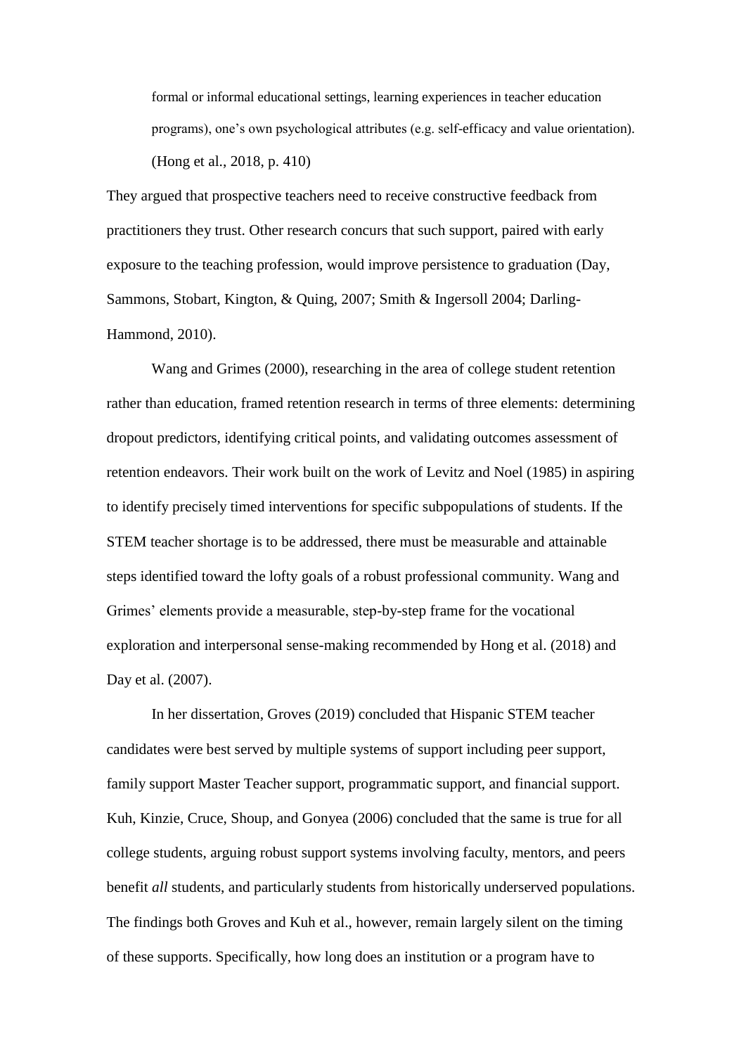> formal or informal educational settings, learning experiences in teacher education programs), one's own psychological attributes (e.g. self-efficacy and value orientation). (Hong et al., 2018, p. 410)

They argued that prospective teachers need to receive constructive feedback from practitioners they trust. Other research concurs that such support, paired with early exposure to the teaching profession, would improve persistence to graduation (Day, Sammons, Stobart, Kington, & Quing, 2007; Smith & Ingersoll 2004; Darling-Hammond, 2010).

Wang and Grimes (2000), researching in the area of college student retention rather than education, framed retention research in terms of three elements: determining dropout predictors, identifying critical points, and validating outcomes assessment of retention endeavors. Their work built on the work of Levitz and Noel (1985) in aspiring to identify precisely timed interventions for specific subpopulations of students. If the STEM teacher shortage is to be addressed, there must be measurable and attainable steps identified toward the lofty goals of a robust professional community. Wang and Grimes' elements provide a measurable, step-by-step frame for the vocational exploration and interpersonal sense-making recommended by Hong et al. (2018) and Day et al. (2007).

In her dissertation, Groves (2019) concluded that Hispanic STEM teacher candidates were best served by multiple systems of support including peer support, family support Master Teacher support, programmatic support, and financial support. Kuh, Kinzie, Cruce, Shoup, and Gonyea (2006) concluded that the same is true for all college students, arguing robust support systems involving faculty, mentors, and peers benefit *all* students, and particularly students from historically underserved populations. The findings both Groves and Kuh et al., however, remain largely silent on the timing of these supports. Specifically, how long does an institution or a program have to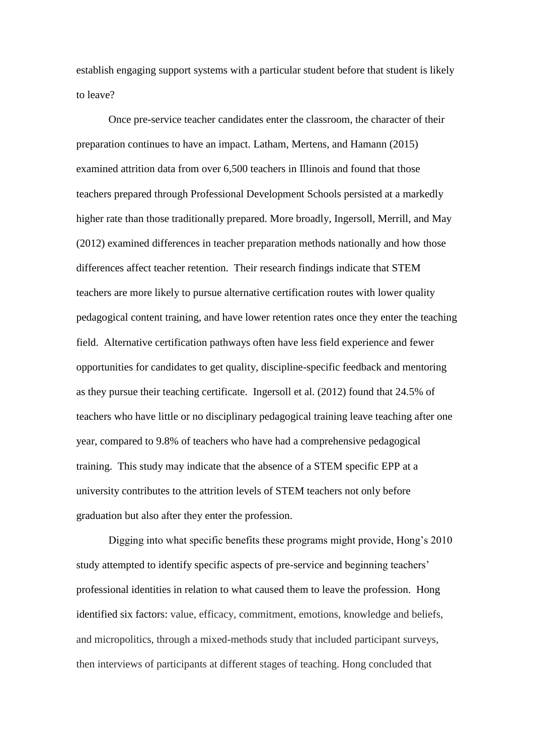establish engaging support systems with a particular student before that student is likely to leave?

Once pre-service teacher candidates enter the classroom, the character of their preparation continues to have an impact. Latham, Mertens, and Hamann (2015) examined attrition data from over 6,500 teachers in Illinois and found that those teachers prepared through Professional Development Schools persisted at a markedly higher rate than those traditionally prepared. More broadly, Ingersoll, Merrill, and May (2012) examined differences in teacher preparation methods nationally and how those differences affect teacher retention. Their research findings indicate that STEM teachers are more likely to pursue alternative certification routes with lower quality pedagogical content training, and have lower retention rates once they enter the teaching field. Alternative certification pathways often have less field experience and fewer opportunities for candidates to get quality, discipline-specific feedback and mentoring as they pursue their teaching certificate. Ingersoll et al. (2012) found that 24.5% of teachers who have little or no disciplinary pedagogical training leave teaching after one year, compared to 9.8% of teachers who have had a comprehensive pedagogical training. This study may indicate that the absence of a STEM specific EPP at a university contributes to the attrition levels of STEM teachers not only before graduation but also after they enter the profession.

Digging into what specific benefits these programs might provide, Hong's 2010 study attempted to identify specific aspects of pre-service and beginning teachers' professional identities in relation to what caused them to leave the profession. Hong identified six factors: value, efficacy, commitment, emotions, knowledge and beliefs, and micropolitics, through a mixed-methods study that included participant surveys, then interviews of participants at different stages of teaching. Hong concluded that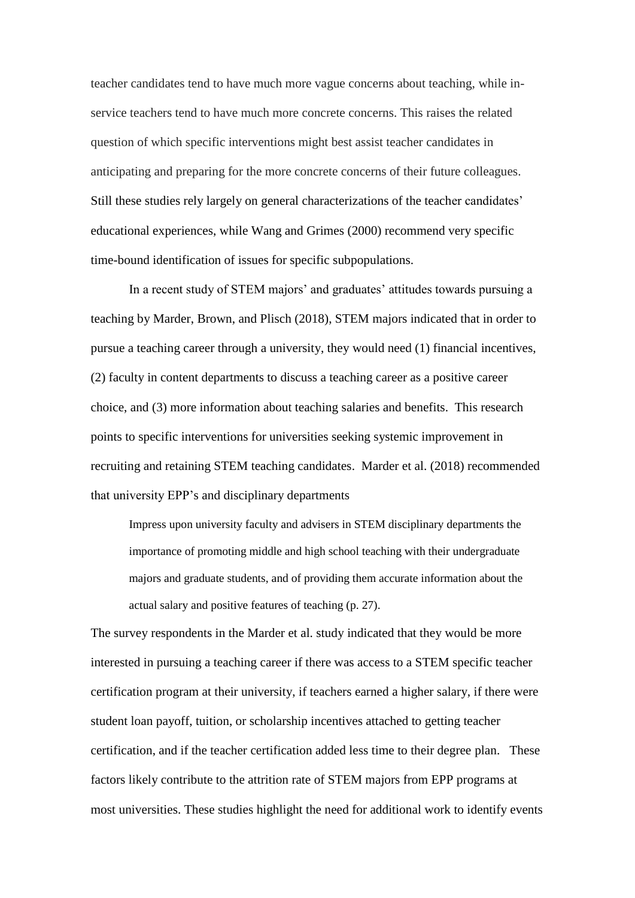teacher candidates tend to have much more vague concerns about teaching, while in-service teachers tend to have much more concrete concerns. This raises the related question of which specific interventions might best assist teacher candidates in anticipating and preparing for the more concrete concerns of their future colleagues. Still these studies rely largely on general characterizations of the teacher candidates' educational experiences, while Wang and Grimes (2000) recommend very specific time-bound identification of issues for specific subpopulations.

In a recent study of STEM majors' and graduates' attitudes towards pursuing a teaching by Marder, Brown, and Plisch (2018), STEM majors indicated that in order to pursue a teaching career through a university, they would need (1) financial incentives, (2) faculty in content departments to discuss a teaching career as a positive career choice, and (3) more information about teaching salaries and benefits. This research points to specific interventions for universities seeking systemic improvement in recruiting and retaining STEM teaching candidates. Marder et al. (2018) recommended that university EPP's and disciplinary departments

> Impress upon university faculty and advisers in STEM disciplinary departments the importance of promoting middle and high school teaching with their undergraduate majors and graduate students, and of providing them accurate information about the actual salary and positive features of teaching (p. 27).

The survey respondents in the Marder et al. study indicated that they would be more interested in pursuing a teaching career if there was access to a STEM specific teacher certification program at their university, if teachers earned a higher salary, if there were student loan payoff, tuition, or scholarship incentives attached to getting teacher certification, and if the teacher certification added less time to their degree plan. These factors likely contribute to the attrition rate of STEM majors from EPP programs at most universities. These studies highlight the need for additional work to identify events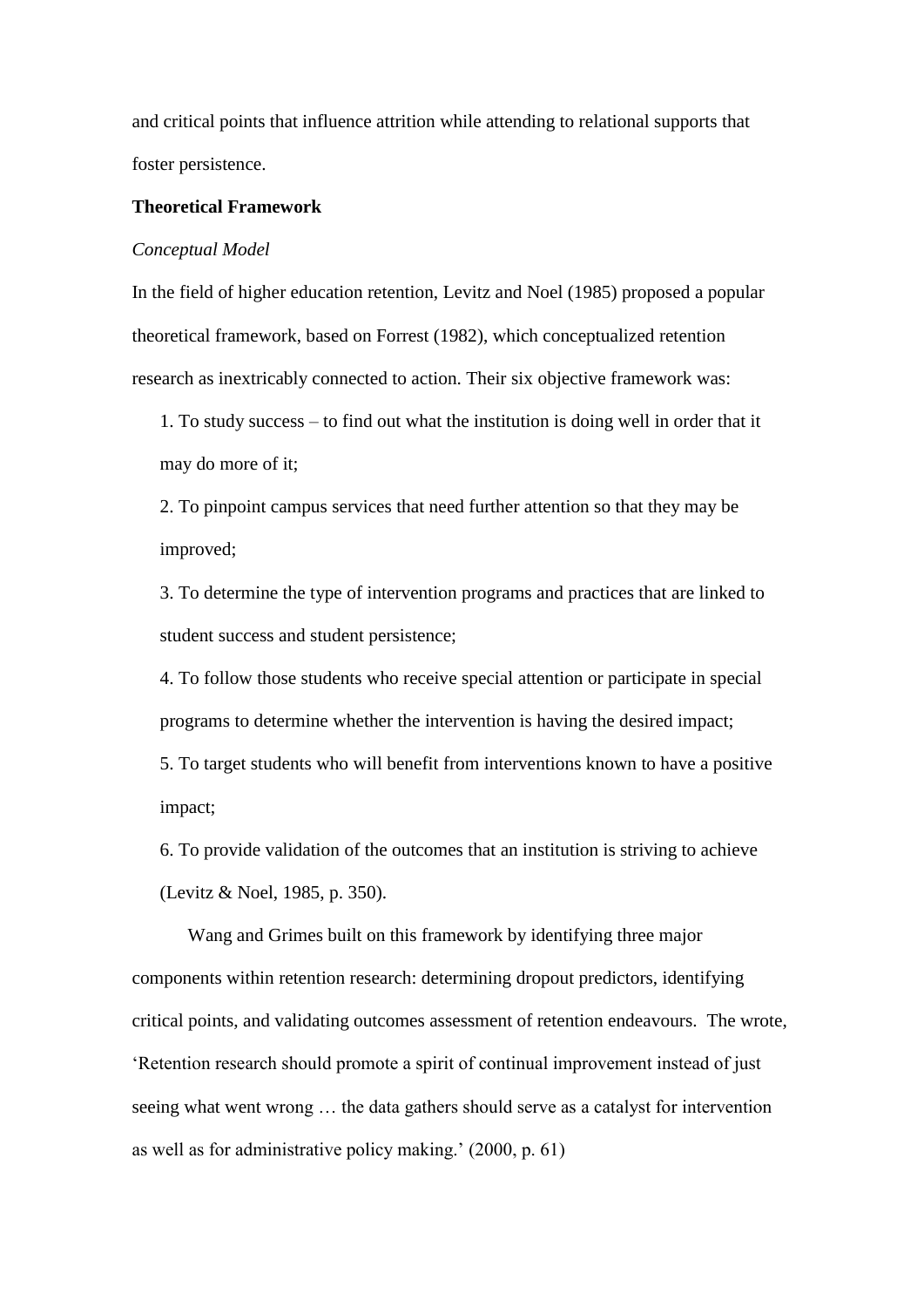and critical points that influence attrition while attending to relational supports that foster persistence.

## Theoretical Framework

### *Conceptual Model*

In the field of higher education retention, Levitz and Noel (1985) proposed a popular theoretical framework, based on Forrest (1982), which conceptualized retention research as inextricably connected to action. Their six objective framework was:

1. To study success – to find out what the institution is doing well in order that it may do more of it;
2. To pinpoint campus services that need further attention so that they may be improved;
3. To determine the type of intervention programs and practices that are linked to student success and student persistence;
4. To follow those students who receive special attention or participate in special programs to determine whether the intervention is having the desired impact;
5. To target students who will benefit from interventions known to have a positive impact;
6. To provide validation of the outcomes that an institution is striving to achieve (Levitz & Noel, 1985, p. 350).

Wang and Grimes built on this framework by identifying three major components within retention research: determining dropout predictors, identifying critical points, and validating outcomes assessment of retention endeavours. The wrote, 'Retention research should promote a spirit of continual improvement instead of just seeing what went wrong … the data gathers should serve as a catalyst for intervention as well as for administrative policy making.' (2000, p. 61)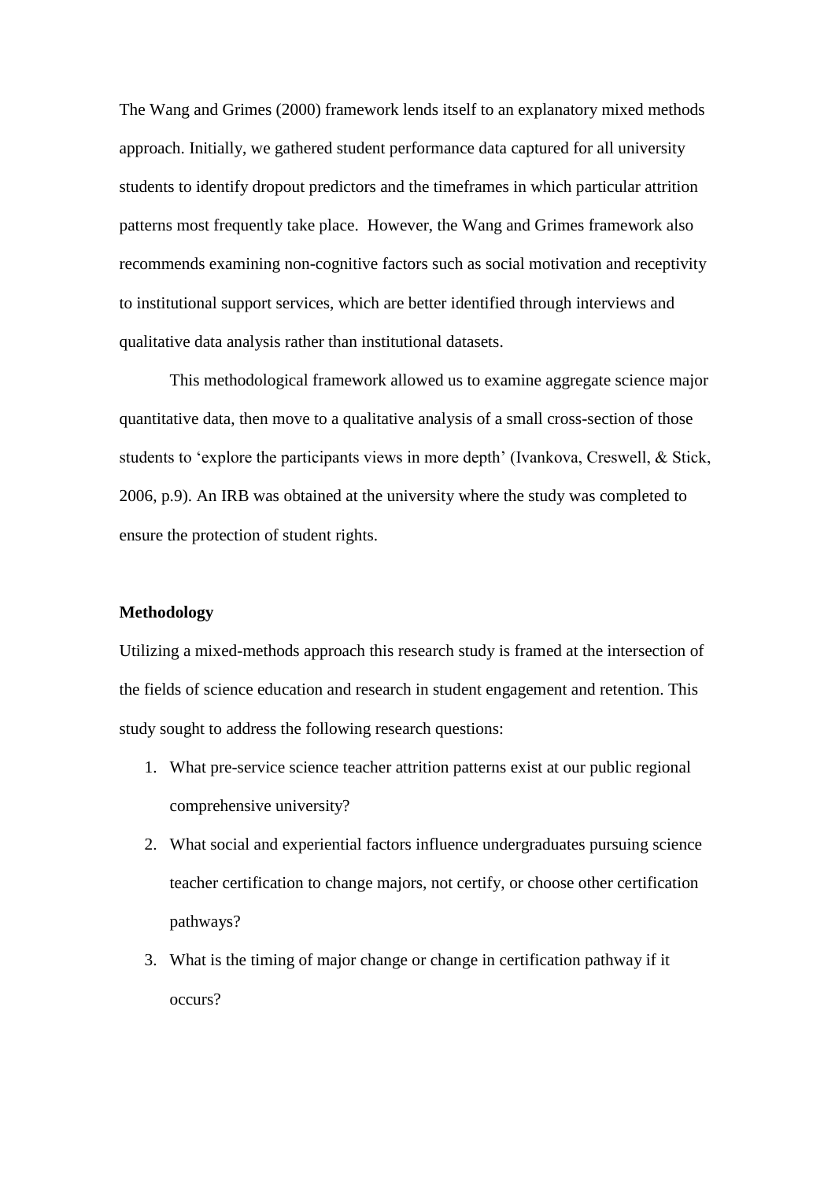The Wang and Grimes (2000) framework lends itself to an explanatory mixed methods approach. Initially, we gathered student performance data captured for all university students to identify dropout predictors and the timeframes in which particular attrition patterns most frequently take place. However, the Wang and Grimes framework also recommends examining non-cognitive factors such as social motivation and receptivity to institutional support services, which are better identified through interviews and qualitative data analysis rather than institutional datasets.

This methodological framework allowed us to examine aggregate science major quantitative data, then move to a qualitative analysis of a small cross-section of those students to 'explore the participants views in more depth' (Ivankova, Creswell, & Stick, 2006, p.9). An IRB was obtained at the university where the study was completed to ensure the protection of student rights.

**Methodology**

Utilizing a mixed-methods approach this research study is framed at the intersection of the fields of science education and research in student engagement and retention. This study sought to address the following research questions:

1. What pre-service science teacher attrition patterns exist at our public regional comprehensive university?
2. What social and experiential factors influence undergraduates pursuing science teacher certification to change majors, not certify, or choose other certification pathways?
3. What is the timing of major change or change in certification pathway if it occurs?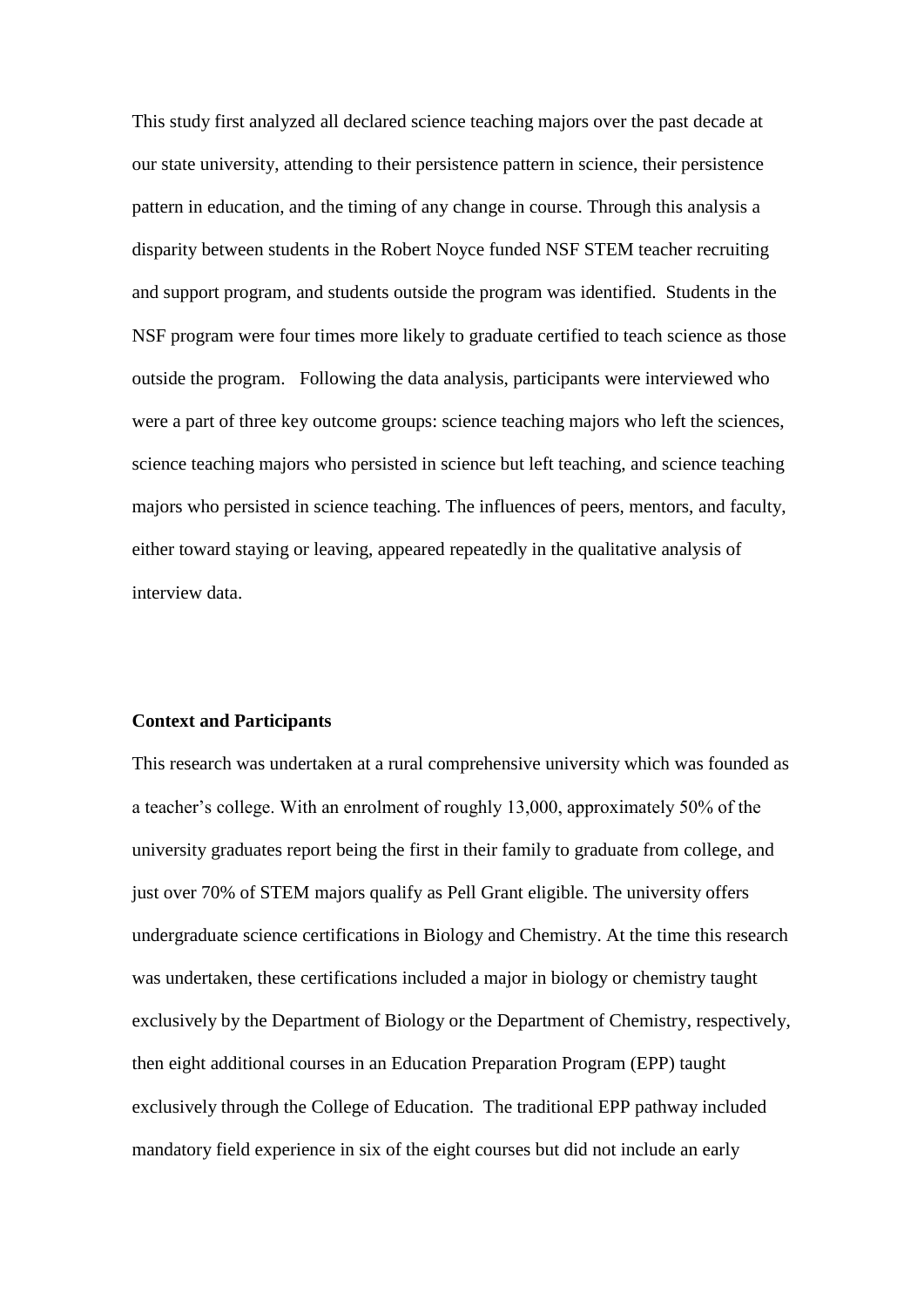This study first analyzed all declared science teaching majors over the past decade at our state university, attending to their persistence pattern in science, their persistence pattern in education, and the timing of any change in course. Through this analysis a disparity between students in the Robert Noyce funded NSF STEM teacher recruiting and support program, and students outside the program was identified. Students in the NSF program were four times more likely to graduate certified to teach science as those outside the program. Following the data analysis, participants were interviewed who were a part of three key outcome groups: science teaching majors who left the sciences, science teaching majors who persisted in science but left teaching, and science teaching majors who persisted in science teaching. The influences of peers, mentors, and faculty, either toward staying or leaving, appeared repeatedly in the qualitative analysis of interview data.

**Context and Participants**

This research was undertaken at a rural comprehensive university which was founded as a teacher's college. With an enrolment of roughly 13,000, approximately 50% of the university graduates report being the first in their family to graduate from college, and just over 70% of STEM majors qualify as Pell Grant eligible. The university offers undergraduate science certifications in Biology and Chemistry. At the time this research was undertaken, these certifications included a major in biology or chemistry taught exclusively by the Department of Biology or the Department of Chemistry, respectively, then eight additional courses in an Education Preparation Program (EPP) taught exclusively through the College of Education. The traditional EPP pathway included mandatory field experience in six of the eight courses but did not include an early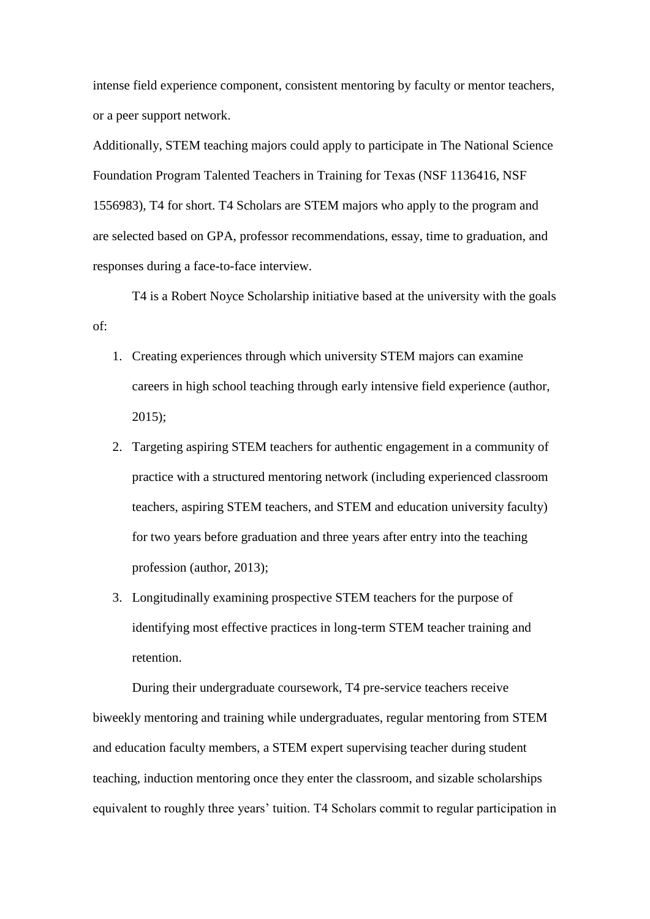intense field experience component, consistent mentoring by faculty or mentor teachers, or a peer support network.

Additionally, STEM teaching majors could apply to participate in The National Science Foundation Program Talented Teachers in Training for Texas (NSF 1136416, NSF 1556983), T4 for short. T4 Scholars are STEM majors who apply to the program and are selected based on GPA, professor recommendations, essay, time to graduation, and responses during a face-to-face interview.

T4 is a Robert Noyce Scholarship initiative based at the university with the goals of:

1. Creating experiences through which university STEM majors can examine careers in high school teaching through early intensive field experience (author, 2015);
2. Targeting aspiring STEM teachers for authentic engagement in a community of practice with a structured mentoring network (including experienced classroom teachers, aspiring STEM teachers, and STEM and education university faculty) for two years before graduation and three years after entry into the teaching profession (author, 2013);
3. Longitudinally examining prospective STEM teachers for the purpose of identifying most effective practices in long-term STEM teacher training and retention.

During their undergraduate coursework, T4 pre-service teachers receive biweekly mentoring and training while undergraduates, regular mentoring from STEM and education faculty members, a STEM expert supervising teacher during student teaching, induction mentoring once they enter the classroom, and sizable scholarships equivalent to roughly three years' tuition. T4 Scholars commit to regular participation in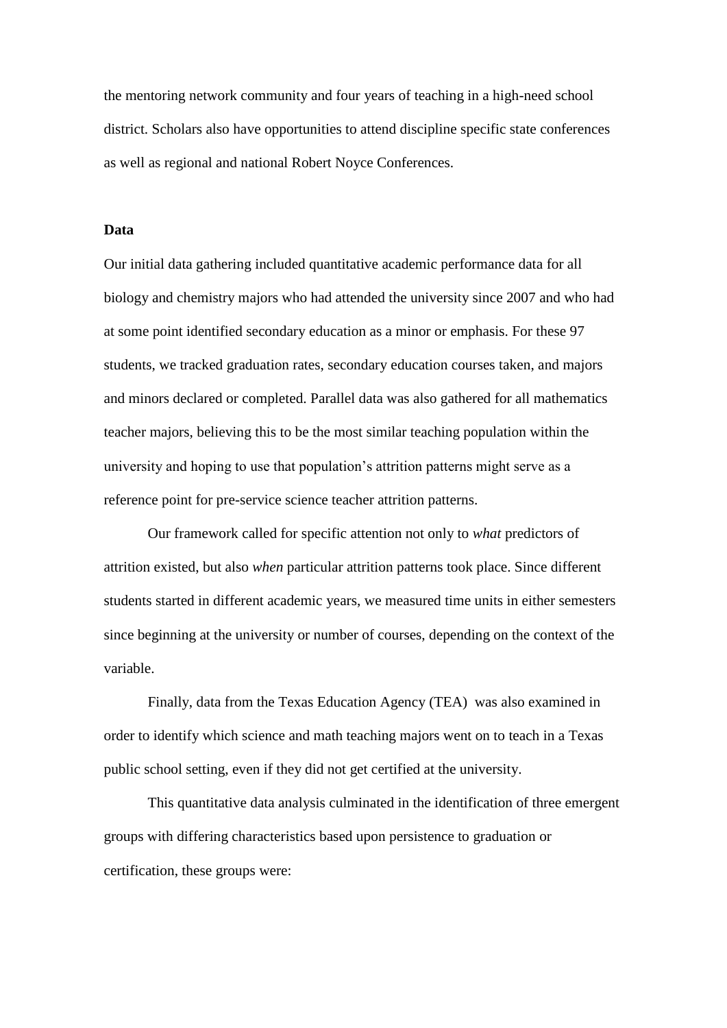the mentoring network community and four years of teaching in a high-need school district. Scholars also have opportunities to attend discipline specific state conferences as well as regional and national Robert Noyce Conferences.

**Data**

Our initial data gathering included quantitative academic performance data for all biology and chemistry majors who had attended the university since 2007 and who had at some point identified secondary education as a minor or emphasis. For these 97 students, we tracked graduation rates, secondary education courses taken, and majors and minors declared or completed. Parallel data was also gathered for all mathematics teacher majors, believing this to be the most similar teaching population within the university and hoping to use that population's attrition patterns might serve as a reference point for pre-service science teacher attrition patterns.

Our framework called for specific attention not only to *what* predictors of attrition existed, but also *when* particular attrition patterns took place. Since different students started in different academic years, we measured time units in either semesters since beginning at the university or number of courses, depending on the context of the variable.

Finally, data from the Texas Education Agency (TEA) was also examined in order to identify which science and math teaching majors went on to teach in a Texas public school setting, even if they did not get certified at the university.

This quantitative data analysis culminated in the identification of three emergent groups with differing characteristics based upon persistence to graduation or certification, these groups were: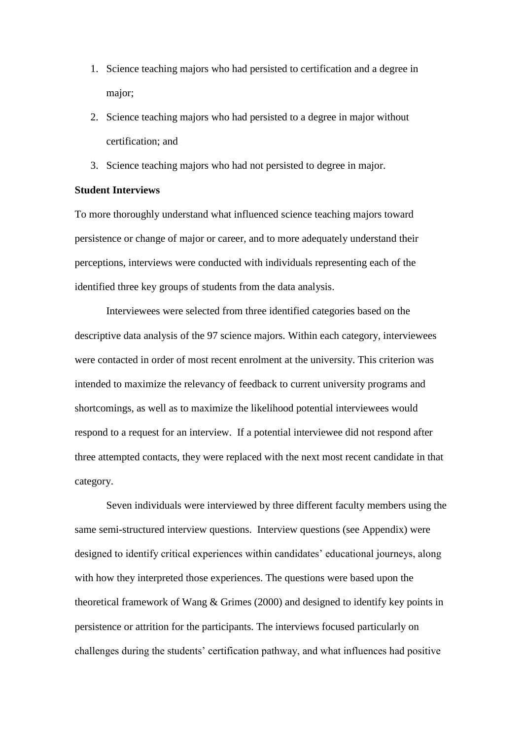1. Science teaching majors who had persisted to certification and a degree in major;
2. Science teaching majors who had persisted to a degree in major without certification; and
3. Science teaching majors who had not persisted to degree in major.

**Student Interviews**

To more thoroughly understand what influenced science teaching majors toward persistence or change of major or career, and to more adequately understand their perceptions, interviews were conducted with individuals representing each of the identified three key groups of students from the data analysis.

Interviewees were selected from three identified categories based on the descriptive data analysis of the 97 science majors. Within each category, interviewees were contacted in order of most recent enrolment at the university. This criterion was intended to maximize the relevancy of feedback to current university programs and shortcomings, as well as to maximize the likelihood potential interviewees would respond to a request for an interview. If a potential interviewee did not respond after three attempted contacts, they were replaced with the next most recent candidate in that category.

Seven individuals were interviewed by three different faculty members using the same semi-structured interview questions. Interview questions (see Appendix) were designed to identify critical experiences within candidates' educational journeys, along with how they interpreted those experiences. The questions were based upon the theoretical framework of Wang & Grimes (2000) and designed to identify key points in persistence or attrition for the participants. The interviews focused particularly on challenges during the students' certification pathway, and what influences had positive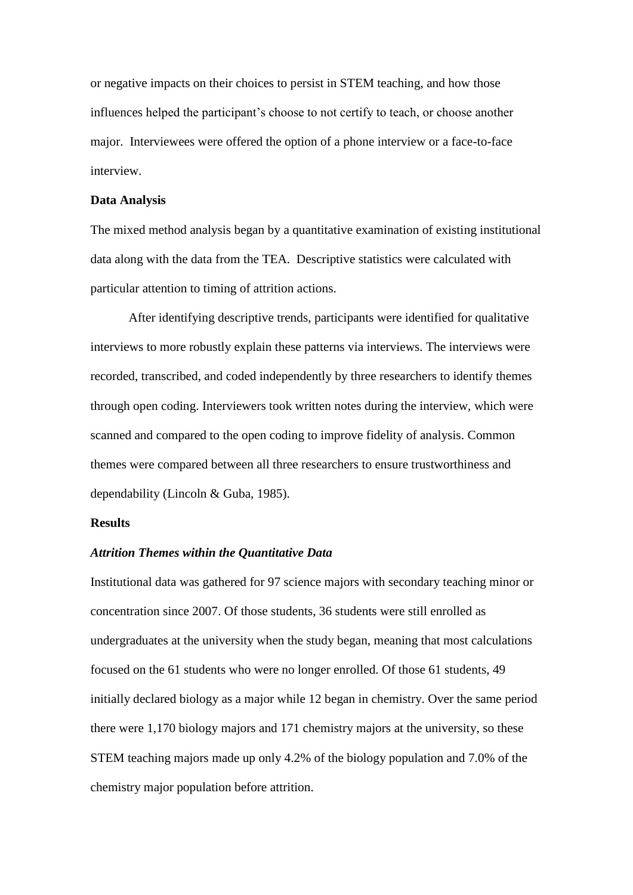or negative impacts on their choices to persist in STEM teaching, and how those influences helped the participant's choose to not certify to teach, or choose another major. Interviewees were offered the option of a phone interview or a face-to-face interview.

**Data Analysis**

The mixed method analysis began by a quantitative examination of existing institutional data along with the data from the TEA. Descriptive statistics were calculated with particular attention to timing of attrition actions.

After identifying descriptive trends, participants were identified for qualitative interviews to more robustly explain these patterns via interviews. The interviews were recorded, transcribed, and coded independently by three researchers to identify themes through open coding. Interviewers took written notes during the interview, which were scanned and compared to the open coding to improve fidelity of analysis. Common themes were compared between all three researchers to ensure trustworthiness and dependability (Lincoln & Guba, 1985).

**Results**

***Attrition Themes within the Quantitative Data***

Institutional data was gathered for 97 science majors with secondary teaching minor or concentration since 2007. Of those students, 36 students were still enrolled as undergraduates at the university when the study began, meaning that most calculations focused on the 61 students who were no longer enrolled. Of those 61 students, 49 initially declared biology as a major while 12 began in chemistry. Over the same period there were 1,170 biology majors and 171 chemistry majors at the university, so these STEM teaching majors made up only 4.2% of the biology population and 7.0% of the chemistry major population before attrition.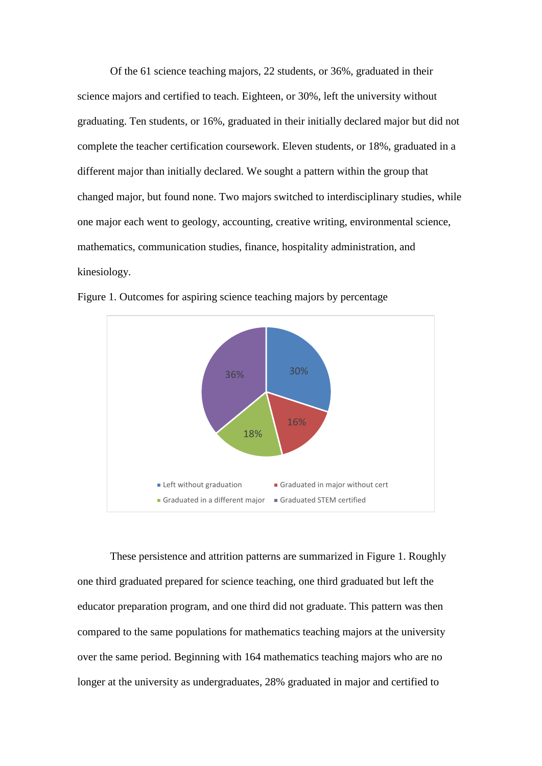Of the 61 science teaching majors, 22 students, or 36%, graduated in their science majors and certified to teach. Eighteen, or 30%, left the university without graduating. Ten students, or 16%, graduated in their initially declared major but did not complete the teacher certification coursework. Eleven students, or 18%, graduated in a different major than initially declared. We sought a pattern within the group that changed major, but found none. Two majors switched to interdisciplinary studies, while one major each went to geology, accounting, creative writing, environmental science, mathematics, communication studies, finance, hospitality administration, and kinesiology.

Figure 1. Outcomes for aspiring science teaching majors by percentage

36%
30%
16%
18%

Left without graduation
Graduated in major without cert
Graduated in a different major
Graduated STEM certified

These persistence and attrition patterns are summarized in Figure 1. Roughly one third graduated prepared for science teaching, one third graduated but left the educator preparation program, and one third did not graduate. This pattern was then compared to the same populations for mathematics teaching majors at the university over the same period. Beginning with 164 mathematics teaching majors who are no longer at the university as undergraduates, 28% graduated in major and certified to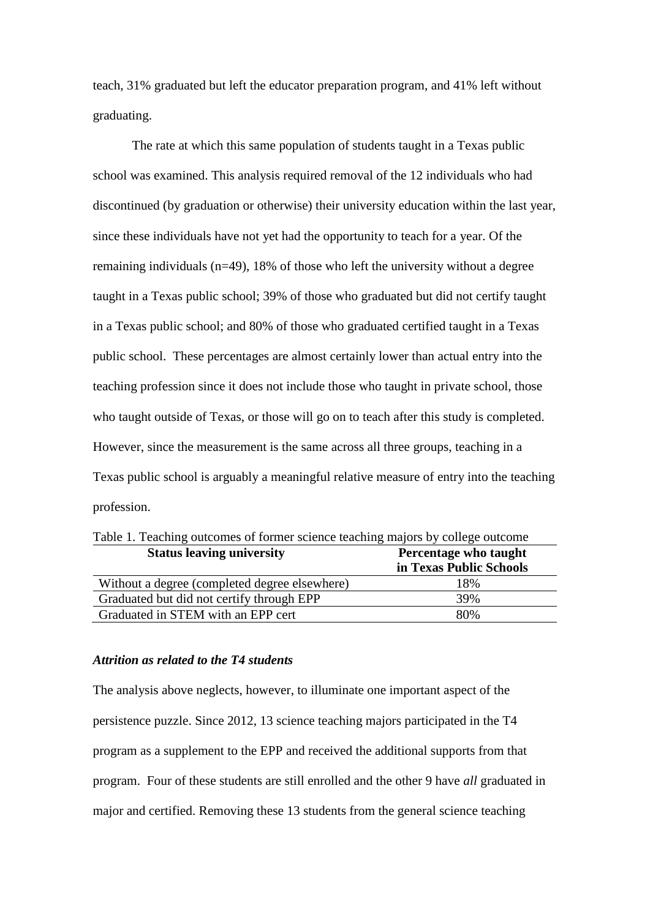teach, 31% graduated but left the educator preparation program, and 41% left without graduating.

The rate at which this same population of students taught in a Texas public school was examined. This analysis required removal of the 12 individuals who had discontinued (by graduation or otherwise) their university education within the last year, since these individuals have not yet had the opportunity to teach for a year. Of the remaining individuals (n=49), 18% of those who left the university without a degree taught in a Texas public school; 39% of those who graduated but did not certify taught in a Texas public school; and 80% of those who graduated certified taught in a Texas public school. These percentages are almost certainly lower than actual entry into the teaching profession since it does not include those who taught in private school, those who taught outside of Texas, or those will go on to teach after this study is completed. However, since the measurement is the same across all three groups, teaching in a Texas public school is arguably a meaningful relative measure of entry into the teaching profession.

Table 1. Teaching outcomes of former science teaching majors by college outcome

| **Status leaving university** | **Percentage who taught in Texas Public Schools** |
|---|---|
| Without a degree (completed degree elsewhere) | 18% |
| Graduated but did not certify through EPP | 39% |
| Graduated in STEM with an EPP cert | 80% |

### *Attrition as related to the T4 students*

The analysis above neglects, however, to illuminate one important aspect of the persistence puzzle. Since 2012, 13 science teaching majors participated in the T4 program as a supplement to the EPP and received the additional supports from that program. Four of these students are still enrolled and the other 9 have *all* graduated in major and certified. Removing these 13 students from the general science teaching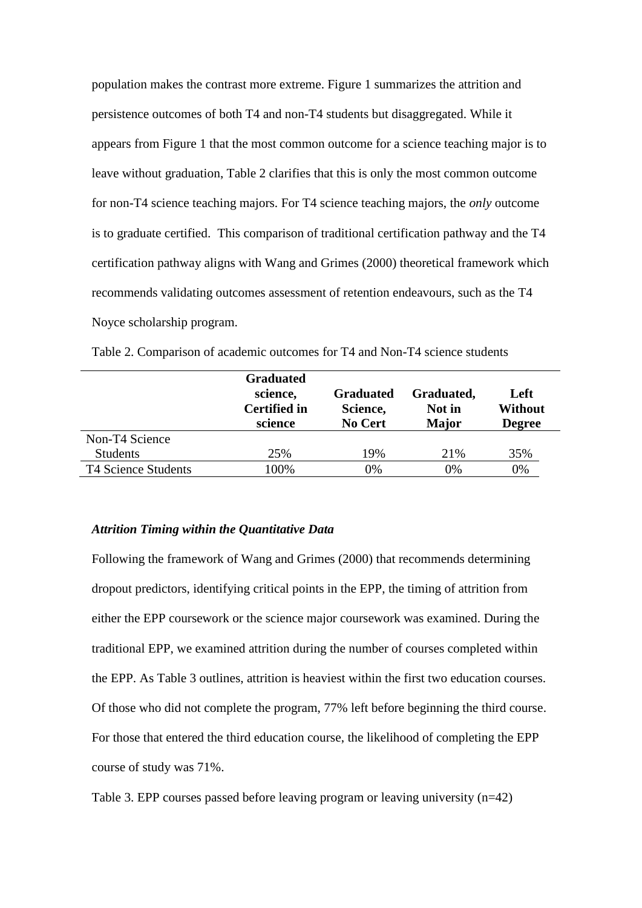population makes the contrast more extreme. Figure 1 summarizes the attrition and persistence outcomes of both T4 and non-T4 students but disaggregated. While it appears from Figure 1 that the most common outcome for a science teaching major is to leave without graduation, Table 2 clarifies that this is only the most common outcome for non-T4 science teaching majors. For T4 science teaching majors, the *only* outcome is to graduate certified. This comparison of traditional certification pathway and the T4 certification pathway aligns with Wang and Grimes (2000) theoretical framework which recommends validating outcomes assessment of retention endeavours, such as the T4 Noyce scholarship program.

Table 2. Comparison of academic outcomes for T4 and Non-T4 science students

| | **Graduated science, Certified in science** | **Graduated Science, No Cert** | **Graduated, Not in Major** | **Left Without Degree** |
|---|---|---|---|---|
| Non-T4 Science Students | 25% | 19% | 21% | 35% |
| T4 Science Students | 100% | 0% | 0% | 0% |

### *Attrition Timing within the Quantitative Data*

Following the framework of Wang and Grimes (2000) that recommends determining dropout predictors, identifying critical points in the EPP, the timing of attrition from either the EPP coursework or the science major coursework was examined. During the traditional EPP, we examined attrition during the number of courses completed within the EPP. As Table 3 outlines, attrition is heaviest within the first two education courses. Of those who did not complete the program, 77% left before beginning the third course. For those that entered the third education course, the likelihood of completing the EPP course of study was 71%.

Table 3. EPP courses passed before leaving program or leaving university (n=42)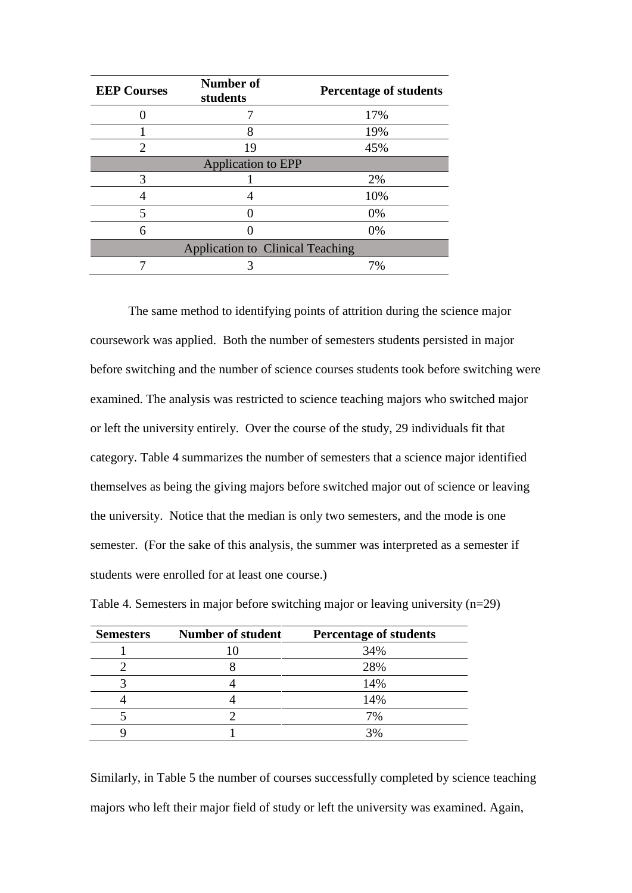| EEP Courses | Number of students | Percentage of students |
|---|---|---|
| 0 | 7 | 17% |
| 1 | 8 | 19% |
| 2 | 19 | 45% |
| Application to EPP | | |
| 3 | 1 | 2% |
| 4 | 4 | 10% |
| 5 | 0 | 0% |
| 6 | 0 | 0% |
| Application to Clinical Teaching | | |
| 7 | 3 | 7% |

The same method to identifying points of attrition during the science major coursework was applied. Both the number of semesters students persisted in major before switching and the number of science courses students took before switching were examined. The analysis was restricted to science teaching majors who switched major or left the university entirely. Over the course of the study, 29 individuals fit that category. Table 4 summarizes the number of semesters that a science major identified themselves as being the giving majors before switched major out of science or leaving the university. Notice that the median is only two semesters, and the mode is one semester. (For the sake of this analysis, the summer was interpreted as a semester if students were enrolled for at least one course.)

Table 4. Semesters in major before switching major or leaving university (n=29)

| Semesters | Number of student | Percentage of students |
|---|---|---|
| 1 | 10 | 34% |
| 2 | 8 | 28% |
| 3 | 4 | 14% |
| 4 | 4 | 14% |
| 5 | 2 | 7% |
| 9 | 1 | 3% |

Similarly, in Table 5 the number of courses successfully completed by science teaching majors who left their major field of study or left the university was examined. Again,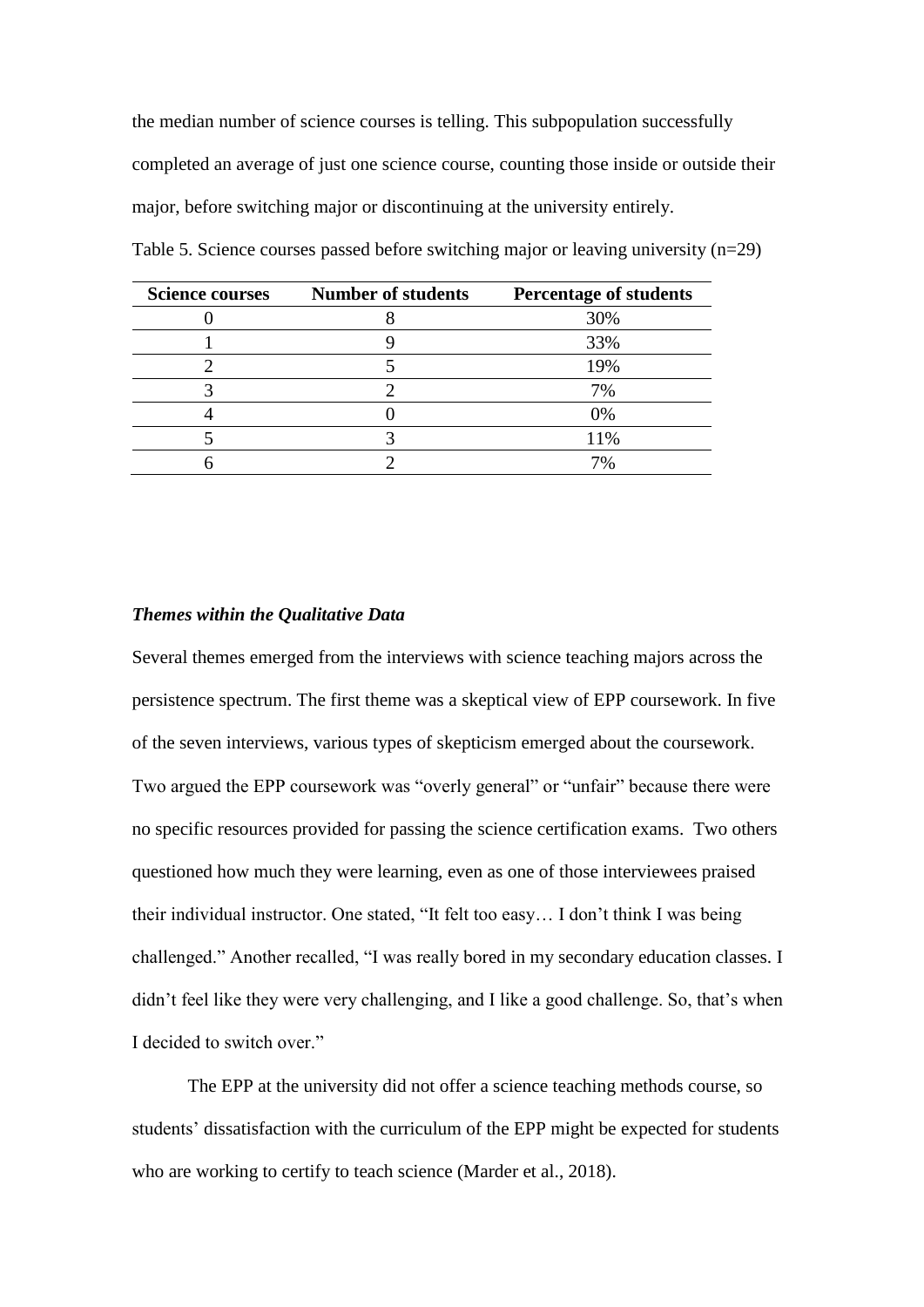the median number of science courses is telling. This subpopulation successfully completed an average of just one science course, counting those inside or outside their major, before switching major or discontinuing at the university entirely.

Table 5. Science courses passed before switching major or leaving university (n=29)

| Science courses | Number of students | Percentage of students |
|---|---|---|
| 0 | 8 | 30% |
| 1 | 9 | 33% |
| 2 | 5 | 19% |
| 3 | 2 | 7% |
| 4 | 0 | 0% |
| 5 | 3 | 11% |
| 6 | 2 | 7% |

### *Themes within the Qualitative Data*

Several themes emerged from the interviews with science teaching majors across the persistence spectrum. The first theme was a skeptical view of EPP coursework. In five of the seven interviews, various types of skepticism emerged about the coursework. Two argued the EPP coursework was "overly general" or "unfair" because there were no specific resources provided for passing the science certification exams. Two others questioned how much they were learning, even as one of those interviewees praised their individual instructor. One stated, "It felt too easy… I don't think I was being challenged." Another recalled, "I was really bored in my secondary education classes. I didn't feel like they were very challenging, and I like a good challenge. So, that's when I decided to switch over."

The EPP at the university did not offer a science teaching methods course, so students' dissatisfaction with the curriculum of the EPP might be expected for students who are working to certify to teach science (Marder et al., 2018).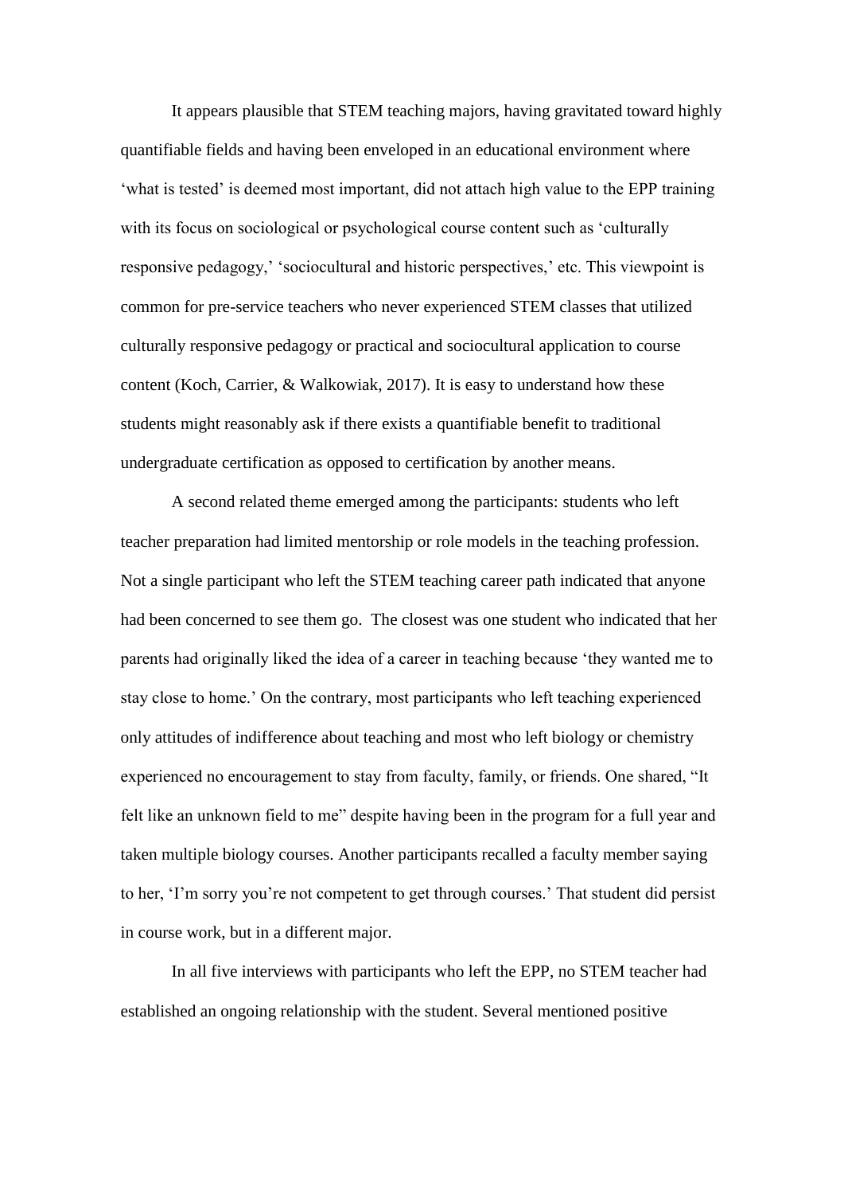It appears plausible that STEM teaching majors, having gravitated toward highly quantifiable fields and having been enveloped in an educational environment where 'what is tested' is deemed most important, did not attach high value to the EPP training with its focus on sociological or psychological course content such as 'culturally responsive pedagogy,' 'sociocultural and historic perspectives,' etc. This viewpoint is common for pre-service teachers who never experienced STEM classes that utilized culturally responsive pedagogy or practical and sociocultural application to course content (Koch, Carrier, & Walkowiak, 2017). It is easy to understand how these students might reasonably ask if there exists a quantifiable benefit to traditional undergraduate certification as opposed to certification by another means.

A second related theme emerged among the participants: students who left teacher preparation had limited mentorship or role models in the teaching profession. Not a single participant who left the STEM teaching career path indicated that anyone had been concerned to see them go. The closest was one student who indicated that her parents had originally liked the idea of a career in teaching because 'they wanted me to stay close to home.' On the contrary, most participants who left teaching experienced only attitudes of indifference about teaching and most who left biology or chemistry experienced no encouragement to stay from faculty, family, or friends. One shared, "It felt like an unknown field to me" despite having been in the program for a full year and taken multiple biology courses. Another participants recalled a faculty member saying to her, 'I'm sorry you're not competent to get through courses.' That student did persist in course work, but in a different major.

In all five interviews with participants who left the EPP, no STEM teacher had established an ongoing relationship with the student. Several mentioned positive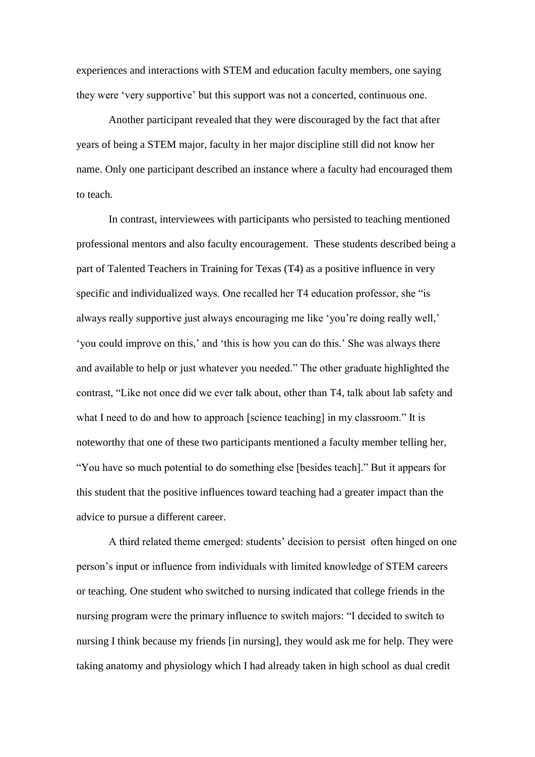experiences and interactions with STEM and education faculty members, one saying they were 'very supportive' but this support was not a concerted, continuous one.

Another participant revealed that they were discouraged by the fact that after years of being a STEM major, faculty in her major discipline still did not know her name. Only one participant described an instance where a faculty had encouraged them to teach.

In contrast, interviewees with participants who persisted to teaching mentioned professional mentors and also faculty encouragement.  These students described being a part of Talented Teachers in Training for Texas (T4) as a positive influence in very specific and individualized ways. One recalled her T4 education professor, she "is always really supportive just always encouraging me like 'you're doing really well,' 'you could improve on this,' and 'this is how you can do this.' She was always there and available to help or just whatever you needed." The other graduate highlighted the contrast, "Like not once did we ever talk about, other than T4, talk about lab safety and what I need to do and how to approach [science teaching] in my classroom." It is noteworthy that one of these two participants mentioned a faculty member telling her, "You have so much potential to do something else [besides teach]." But it appears for this student that the positive influences toward teaching had a greater impact than the advice to pursue a different career.

A third related theme emerged: students' decision to persist  often hinged on one person's input or influence from individuals with limited knowledge of STEM careers or teaching. One student who switched to nursing indicated that college friends in the nursing program were the primary influence to switch majors: "I decided to switch to nursing I think because my friends [in nursing], they would ask me for help. They were taking anatomy and physiology which I had already taken in high school as dual credit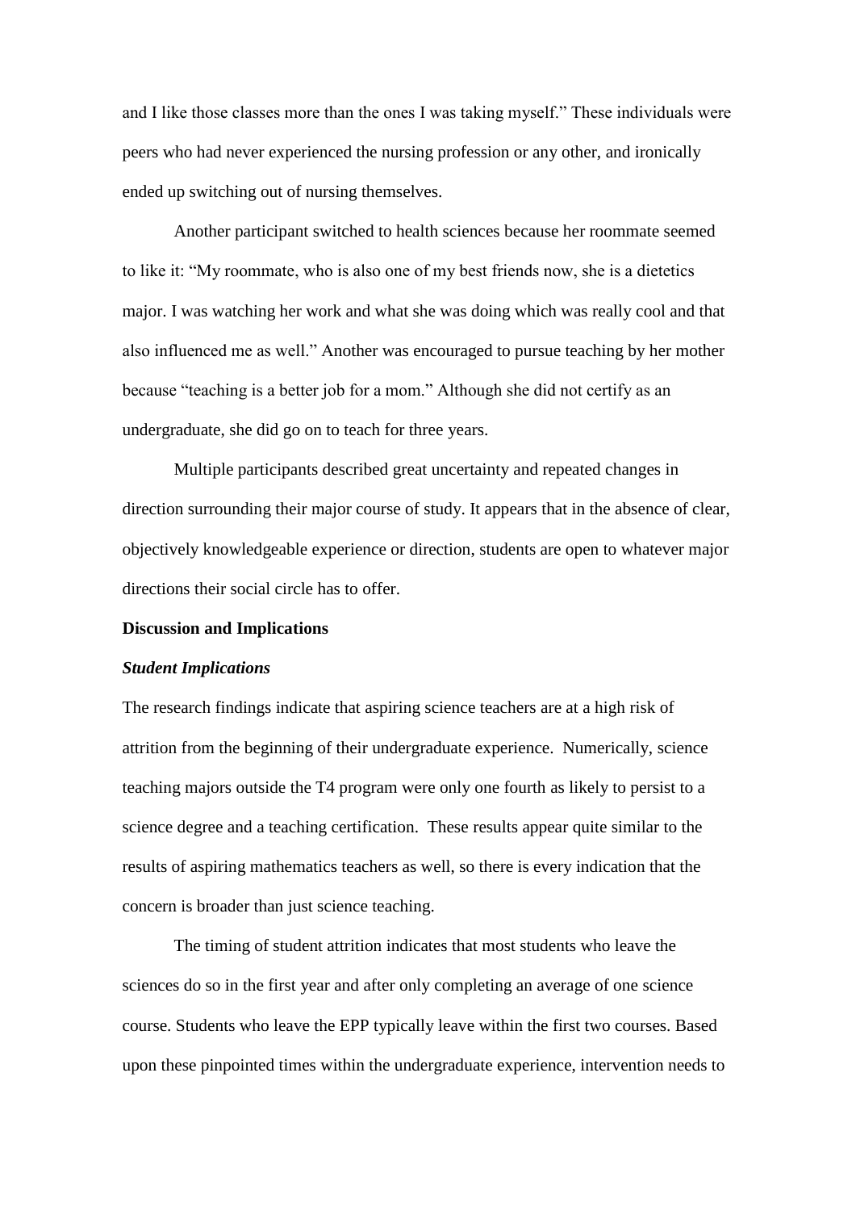and I like those classes more than the ones I was taking myself." These individuals were peers who had never experienced the nursing profession or any other, and ironically ended up switching out of nursing themselves.

Another participant switched to health sciences because her roommate seemed to like it: "My roommate, who is also one of my best friends now, she is a dietetics major. I was watching her work and what she was doing which was really cool and that also influenced me as well." Another was encouraged to pursue teaching by her mother because "teaching is a better job for a mom." Although she did not certify as an undergraduate, she did go on to teach for three years.

Multiple participants described great uncertainty and repeated changes in direction surrounding their major course of study. It appears that in the absence of clear, objectively knowledgeable experience or direction, students are open to whatever major directions their social circle has to offer.

## Discussion and Implications

### *Student Implications*

The research findings indicate that aspiring science teachers are at a high risk of attrition from the beginning of their undergraduate experience. Numerically, science teaching majors outside the T4 program were only one fourth as likely to persist to a science degree and a teaching certification. These results appear quite similar to the results of aspiring mathematics teachers as well, so there is every indication that the concern is broader than just science teaching.

The timing of student attrition indicates that most students who leave the sciences do so in the first year and after only completing an average of one science course. Students who leave the EPP typically leave within the first two courses. Based upon these pinpointed times within the undergraduate experience, intervention needs to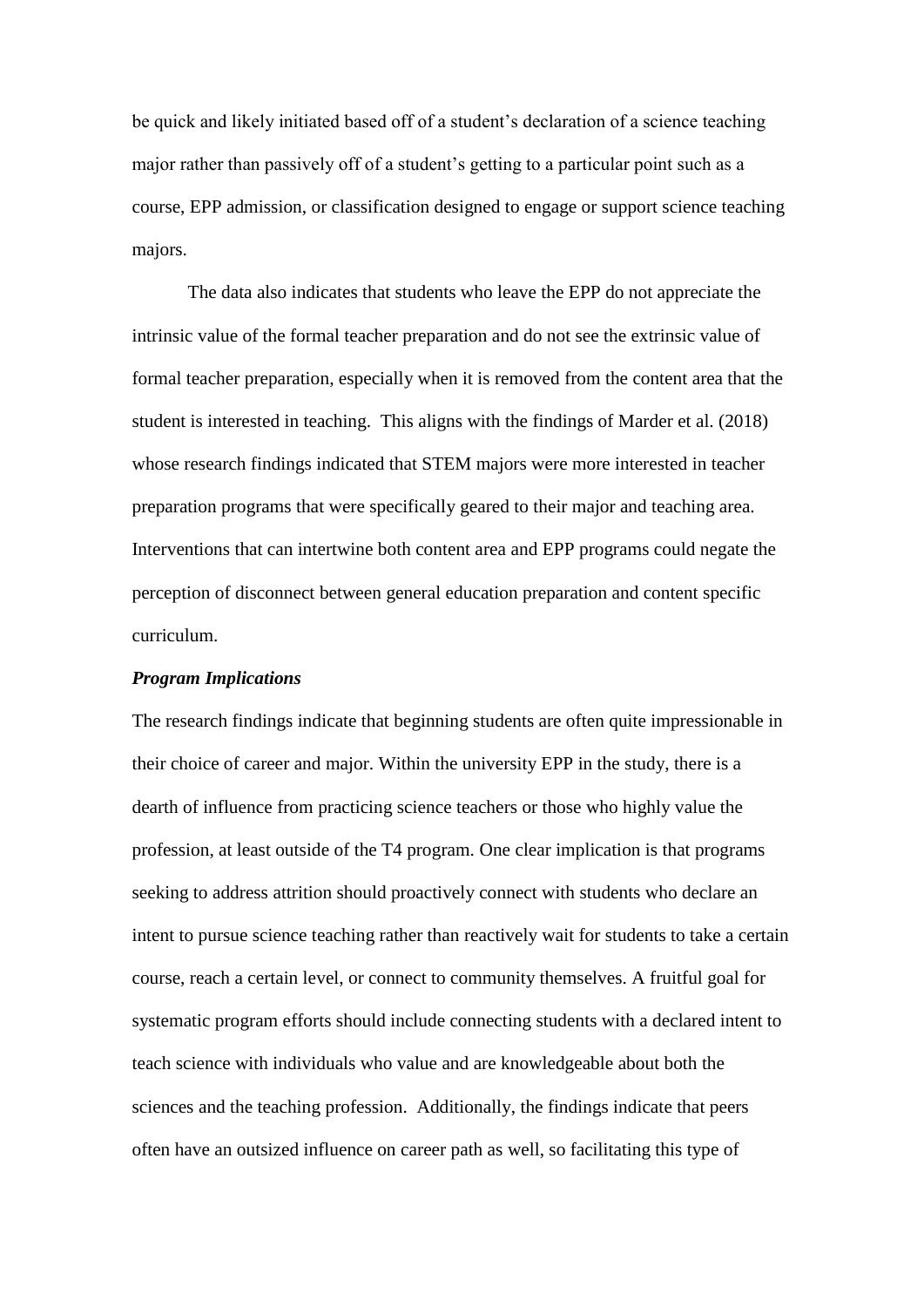be quick and likely initiated based off of a student's declaration of a science teaching major rather than passively off of a student's getting to a particular point such as a course, EPP admission, or classification designed to engage or support science teaching majors.

The data also indicates that students who leave the EPP do not appreciate the intrinsic value of the formal teacher preparation and do not see the extrinsic value of formal teacher preparation, especially when it is removed from the content area that the student is interested in teaching. This aligns with the findings of Marder et al. (2018) whose research findings indicated that STEM majors were more interested in teacher preparation programs that were specifically geared to their major and teaching area. Interventions that can intertwine both content area and EPP programs could negate the perception of disconnect between general education preparation and content specific curriculum.

***Program Implications***

The research findings indicate that beginning students are often quite impressionable in their choice of career and major. Within the university EPP in the study, there is a dearth of influence from practicing science teachers or those who highly value the profession, at least outside of the T4 program. One clear implication is that programs seeking to address attrition should proactively connect with students who declare an intent to pursue science teaching rather than reactively wait for students to take a certain course, reach a certain level, or connect to community themselves. A fruitful goal for systematic program efforts should include connecting students with a declared intent to teach science with individuals who value and are knowledgeable about both the sciences and the teaching profession. Additionally, the findings indicate that peers often have an outsized influence on career path as well, so facilitating this type of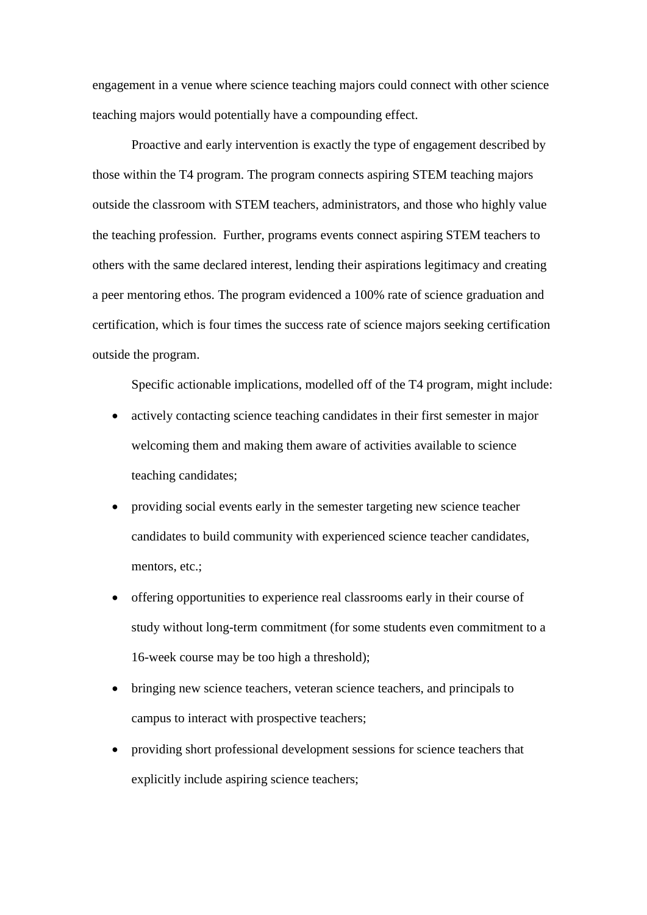engagement in a venue where science teaching majors could connect with other science teaching majors would potentially have a compounding effect.

Proactive and early intervention is exactly the type of engagement described by those within the T4 program. The program connects aspiring STEM teaching majors outside the classroom with STEM teachers, administrators, and those who highly value the teaching profession.  Further, programs events connect aspiring STEM teachers to others with the same declared interest, lending their aspirations legitimacy and creating a peer mentoring ethos. The program evidenced a 100% rate of science graduation and certification, which is four times the success rate of science majors seeking certification outside the program.

Specific actionable implications, modelled off of the T4 program, might include:

- actively contacting science teaching candidates in their first semester in major welcoming them and making them aware of activities available to science teaching candidates;
- providing social events early in the semester targeting new science teacher candidates to build community with experienced science teacher candidates, mentors, etc.;
- offering opportunities to experience real classrooms early in their course of study without long-term commitment (for some students even commitment to a 16-week course may be too high a threshold);
- bringing new science teachers, veteran science teachers, and principals to campus to interact with prospective teachers;
- providing short professional development sessions for science teachers that explicitly include aspiring science teachers;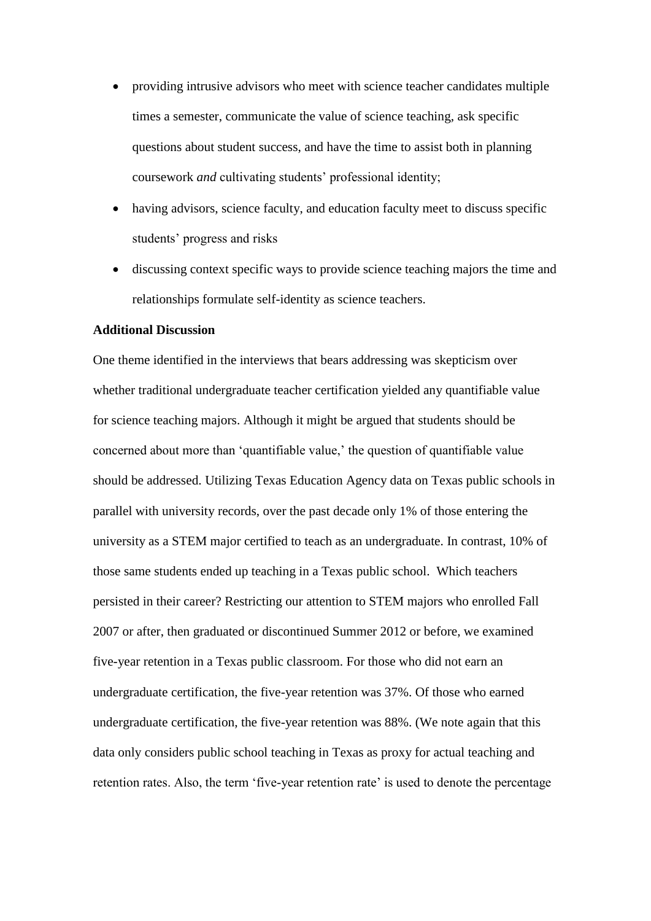- providing intrusive advisors who meet with science teacher candidates multiple times a semester, communicate the value of science teaching, ask specific questions about student success, and have the time to assist both in planning coursework *and* cultivating students' professional identity;
- having advisors, science faculty, and education faculty meet to discuss specific students' progress and risks
- discussing context specific ways to provide science teaching majors the time and relationships formulate self-identity as science teachers.

**Additional Discussion**

One theme identified in the interviews that bears addressing was skepticism over whether traditional undergraduate teacher certification yielded any quantifiable value for science teaching majors. Although it might be argued that students should be concerned about more than 'quantifiable value,' the question of quantifiable value should be addressed. Utilizing Texas Education Agency data on Texas public schools in parallel with university records, over the past decade only 1% of those entering the university as a STEM major certified to teach as an undergraduate. In contrast, 10% of those same students ended up teaching in a Texas public school. Which teachers persisted in their career? Restricting our attention to STEM majors who enrolled Fall 2007 or after, then graduated or discontinued Summer 2012 or before, we examined five-year retention in a Texas public classroom. For those who did not earn an undergraduate certification, the five-year retention was 37%. Of those who earned undergraduate certification, the five-year retention was 88%. (We note again that this data only considers public school teaching in Texas as proxy for actual teaching and retention rates. Also, the term 'five-year retention rate' is used to denote the percentage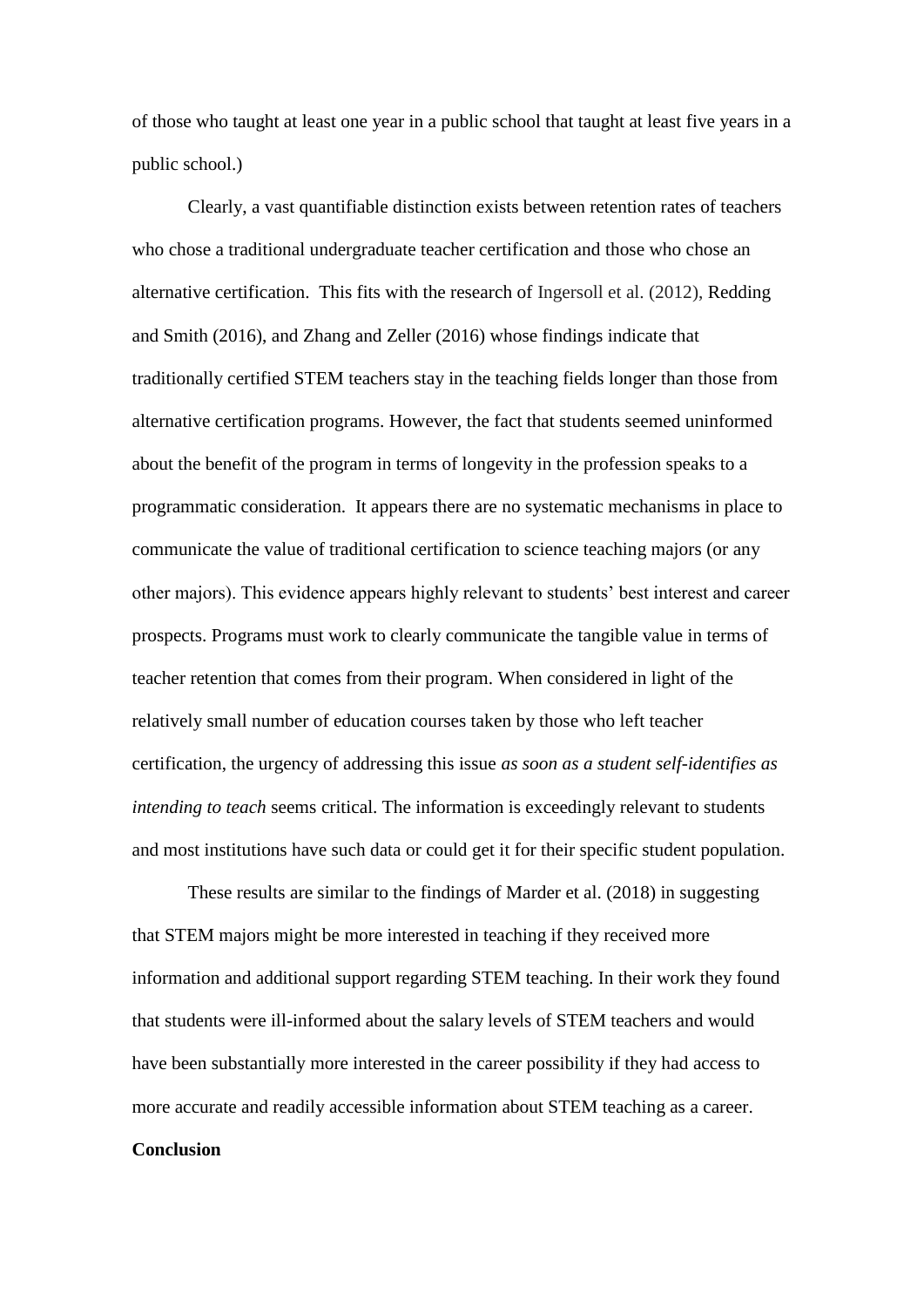of those who taught at least one year in a public school that taught at least five years in a public school.)

Clearly, a vast quantifiable distinction exists between retention rates of teachers who chose a traditional undergraduate teacher certification and those who chose an alternative certification. This fits with the research of Ingersoll et al. (2012), Redding and Smith (2016), and Zhang and Zeller (2016) whose findings indicate that traditionally certified STEM teachers stay in the teaching fields longer than those from alternative certification programs. However, the fact that students seemed uninformed about the benefit of the program in terms of longevity in the profession speaks to a programmatic consideration. It appears there are no systematic mechanisms in place to communicate the value of traditional certification to science teaching majors (or any other majors). This evidence appears highly relevant to students' best interest and career prospects. Programs must work to clearly communicate the tangible value in terms of teacher retention that comes from their program. When considered in light of the relatively small number of education courses taken by those who left teacher certification, the urgency of addressing this issue *as soon as a student self-identifies as intending to teach* seems critical. The information is exceedingly relevant to students and most institutions have such data or could get it for their specific student population.

These results are similar to the findings of Marder et al. (2018) in suggesting that STEM majors might be more interested in teaching if they received more information and additional support regarding STEM teaching. In their work they found that students were ill-informed about the salary levels of STEM teachers and would have been substantially more interested in the career possibility if they had access to more accurate and readily accessible information about STEM teaching as a career.

**Conclusion**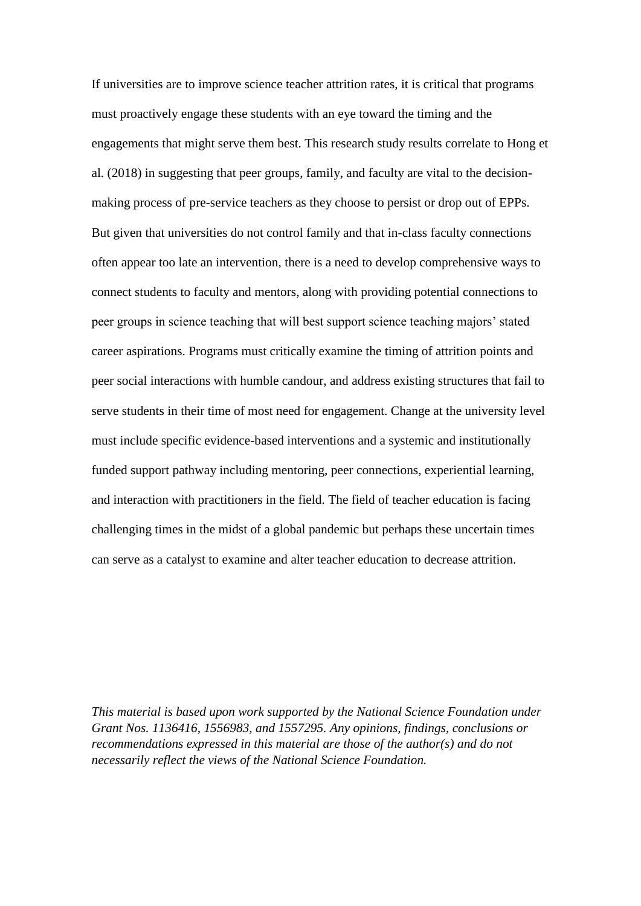If universities are to improve science teacher attrition rates, it is critical that programs must proactively engage these students with an eye toward the timing and the engagements that might serve them best. This research study results correlate to Hong et al. (2018) in suggesting that peer groups, family, and faculty are vital to the decision-making process of pre-service teachers as they choose to persist or drop out of EPPs. But given that universities do not control family and that in-class faculty connections often appear too late an intervention, there is a need to develop comprehensive ways to connect students to faculty and mentors, along with providing potential connections to peer groups in science teaching that will best support science teaching majors' stated career aspirations. Programs must critically examine the timing of attrition points and peer social interactions with humble candour, and address existing structures that fail to serve students in their time of most need for engagement. Change at the university level must include specific evidence-based interventions and a systemic and institutionally funded support pathway including mentoring, peer connections, experiential learning, and interaction with practitioners in the field. The field of teacher education is facing challenging times in the midst of a global pandemic but perhaps these uncertain times can serve as a catalyst to examine and alter teacher education to decrease attrition.

*This material is based upon work supported by the National Science Foundation under Grant Nos. 1136416, 1556983, and 1557295. Any opinions, findings, conclusions or recommendations expressed in this material are those of the author(s) and do not necessarily reflect the views of the National Science Foundation.*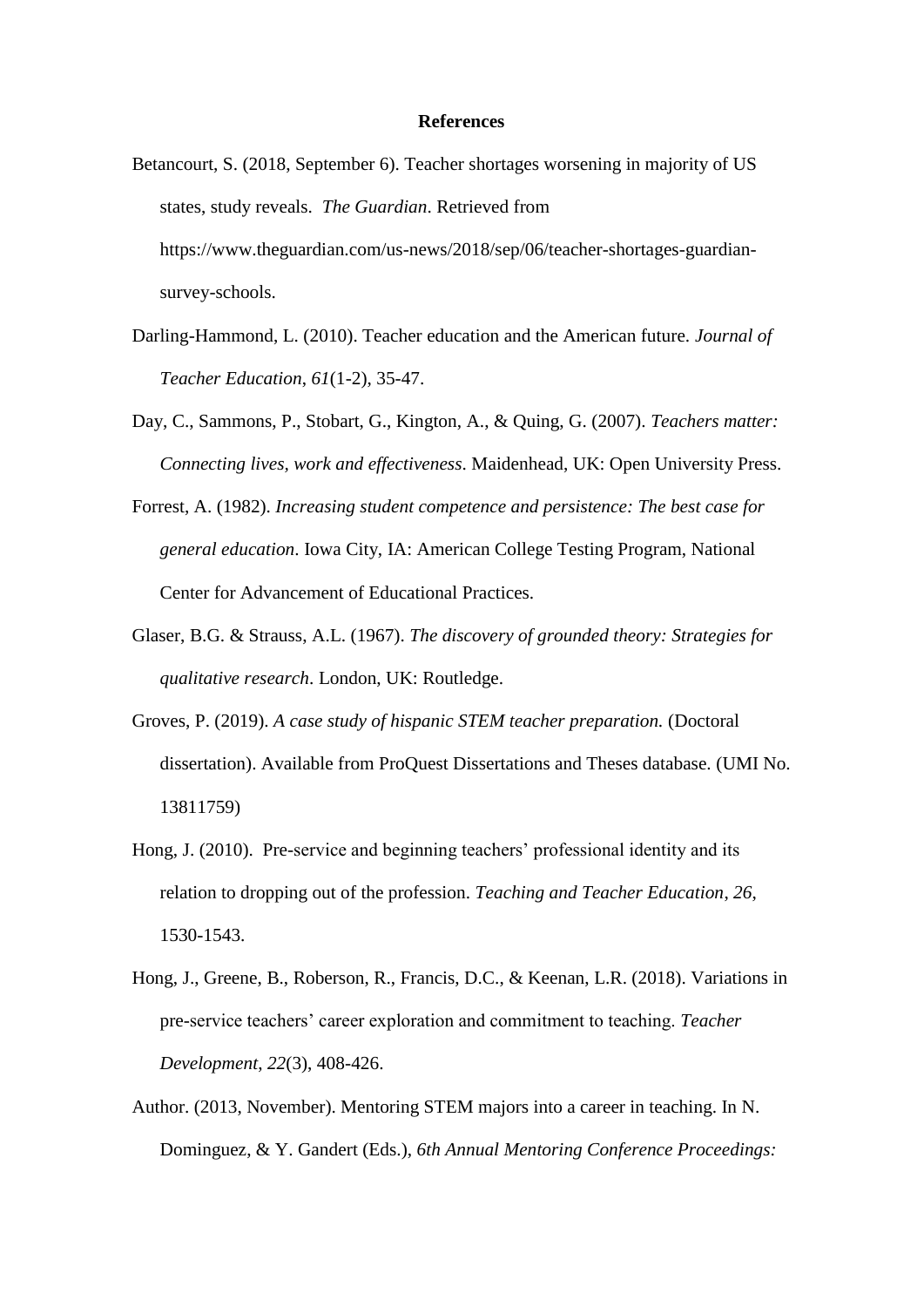**References**

Betancourt, S. (2018, September 6). Teacher shortages worsening in majority of US states, study reveals. *The Guardian*. Retrieved from https://www.theguardian.com/us-news/2018/sep/06/teacher-shortages-guardian-survey-schools.

Darling-Hammond, L. (2010). Teacher education and the American future. *Journal of Teacher Education*, *61*(1-2), 35-47.

Day, C., Sammons, P., Stobart, G., Kington, A., & Quing, G. (2007). *Teachers matter: Connecting lives, work and effectiveness*. Maidenhead, UK: Open University Press.

Forrest, A. (1982). *Increasing student competence and persistence: The best case for general education*. Iowa City, IA: American College Testing Program, National Center for Advancement of Educational Practices.

Glaser, B.G. & Strauss, A.L. (1967). *The discovery of grounded theory: Strategies for qualitative research*. London, UK: Routledge.

Groves, P. (2019). *A case study of hispanic STEM teacher preparation.* (Doctoral dissertation). Available from ProQuest Dissertations and Theses database. (UMI No. 13811759)

Hong, J. (2010). Pre-service and beginning teachers' professional identity and its relation to dropping out of the profession. *Teaching and Teacher Education*, *26*, 1530-1543.

Hong, J., Greene, B., Roberson, R., Francis, D.C., & Keenan, L.R. (2018). Variations in pre-service teachers' career exploration and commitment to teaching. *Teacher Development*, *22*(3), 408-426.

Author. (2013, November). Mentoring STEM majors into a career in teaching. In N. Dominguez, & Y. Gandert (Eds.), *6th Annual Mentoring Conference Proceedings:*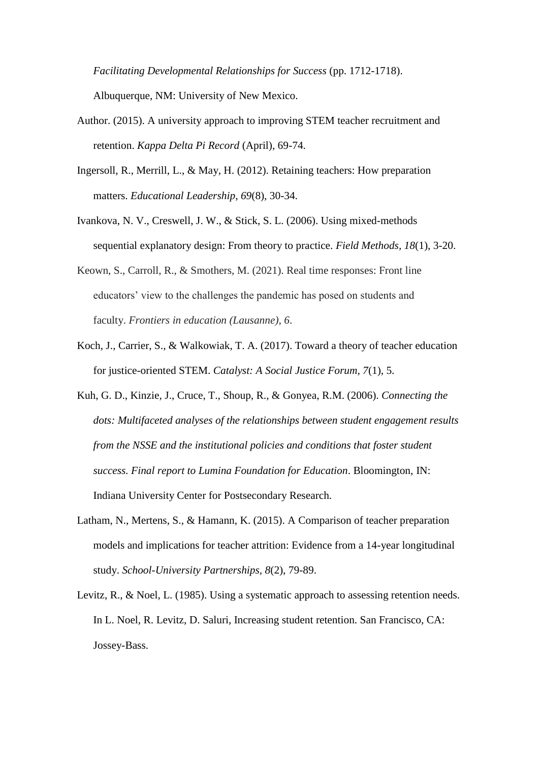*Facilitating Developmental Relationships for Success* (pp. 1712-1718). Albuquerque, NM: University of New Mexico.

Author. (2015). A university approach to improving STEM teacher recruitment and retention. *Kappa Delta Pi Record* (April), 69-74.

Ingersoll, R., Merrill, L., & May, H. (2012). Retaining teachers: How preparation matters. *Educational Leadership*, *69*(8), 30-34.

Ivankova, N. V., Creswell, J. W., & Stick, S. L. (2006). Using mixed-methods sequential explanatory design: From theory to practice. *Field Methods*, *18*(1), 3-20.

Keown, S., Carroll, R., & Smothers, M. (2021). Real time responses: Front line educators' view to the challenges the pandemic has posed on students and faculty. *Frontiers in education (Lausanne)*, *6*.

Koch, J., Carrier, S., & Walkowiak, T. A. (2017). Toward a theory of teacher education for justice-oriented STEM. *Catalyst: A Social Justice Forum*, *7*(1), 5.

Kuh, G. D., Kinzie, J., Cruce, T., Shoup, R., & Gonyea, R.M. (2006). *Connecting the dots: Multifaceted analyses of the relationships between student engagement results from the NSSE and the institutional policies and conditions that foster student success. Final report to Lumina Foundation for Education*. Bloomington, IN: Indiana University Center for Postsecondary Research.

Latham, N., Mertens, S., & Hamann, K. (2015). A Comparison of teacher preparation models and implications for teacher attrition: Evidence from a 14-year longitudinal study. *School-University Partnerships*, *8*(2), 79-89.

Levitz, R., & Noel, L. (1985). Using a systematic approach to assessing retention needs. In L. Noel, R. Levitz, D. Saluri, Increasing student retention. San Francisco, CA: Jossey-Bass.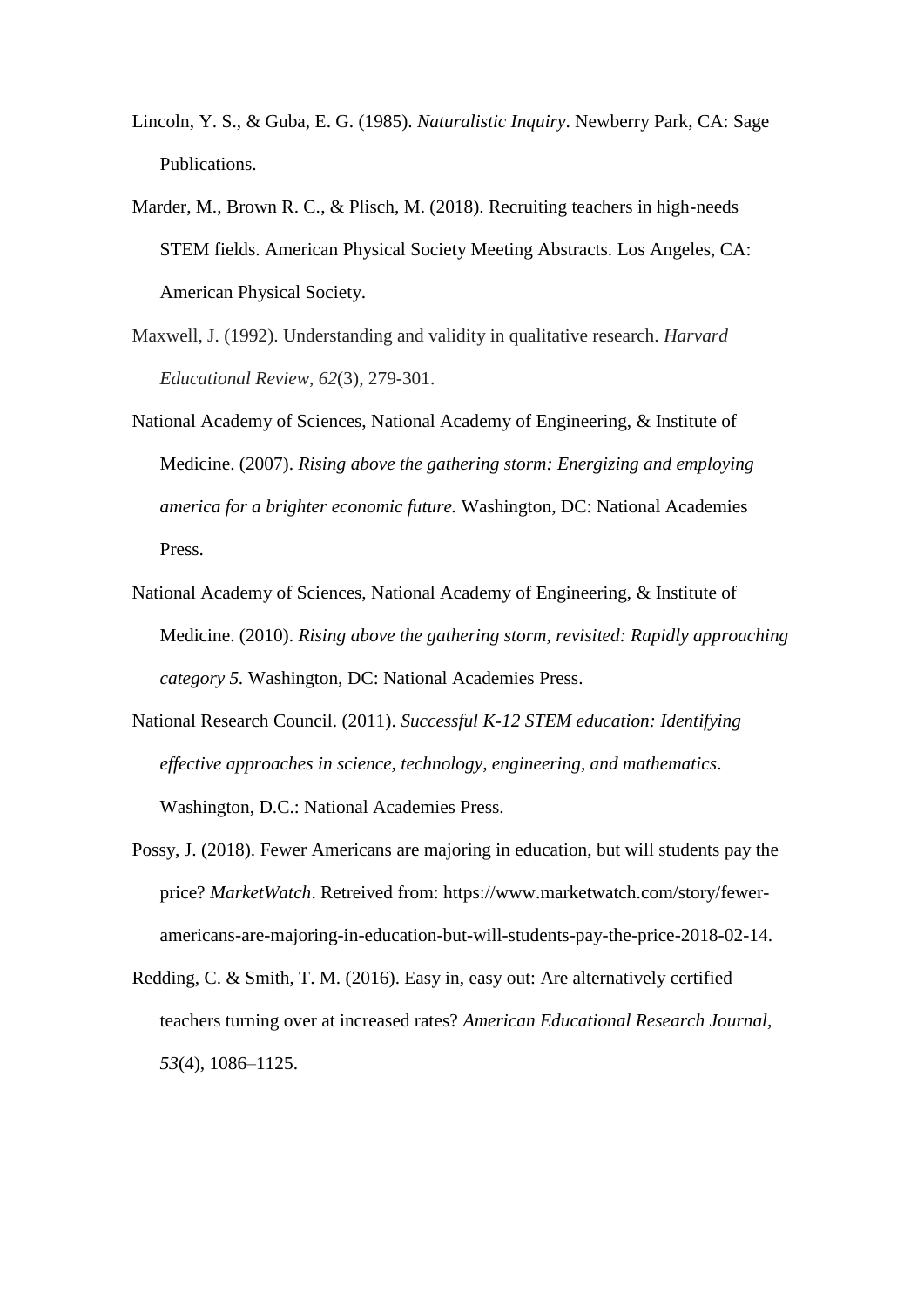Lincoln, Y. S., & Guba, E. G. (1985). *Naturalistic Inquiry*. Newberry Park, CA: Sage Publications.

Marder, M., Brown R. C., & Plisch, M. (2018). Recruiting teachers in high-needs STEM fields. American Physical Society Meeting Abstracts. Los Angeles, CA: American Physical Society.

Maxwell, J. (1992). Understanding and validity in qualitative research. *Harvard Educational Review*, *62*(3), 279-301.

National Academy of Sciences, National Academy of Engineering, & Institute of Medicine. (2007). *Rising above the gathering storm: Energizing and employing america for a brighter economic future.* Washington, DC: National Academies Press.

National Academy of Sciences, National Academy of Engineering, & Institute of Medicine. (2010). *Rising above the gathering storm, revisited: Rapidly approaching category 5.* Washington, DC: National Academies Press.

National Research Council. (2011). *Successful K-12 STEM education: Identifying effective approaches in science, technology, engineering, and mathematics*. Washington, D.C.: National Academies Press.

Possy, J. (2018). Fewer Americans are majoring in education, but will students pay the price? *MarketWatch*. Retreived from: https://www.marketwatch.com/story/fewer-americans-are-majoring-in-education-but-will-students-pay-the-price-2018-02-14.

Redding, C. & Smith, T. M. (2016). Easy in, easy out: Are alternatively certified teachers turning over at increased rates? *American Educational Research Journal*, *53*(4), 1086–1125.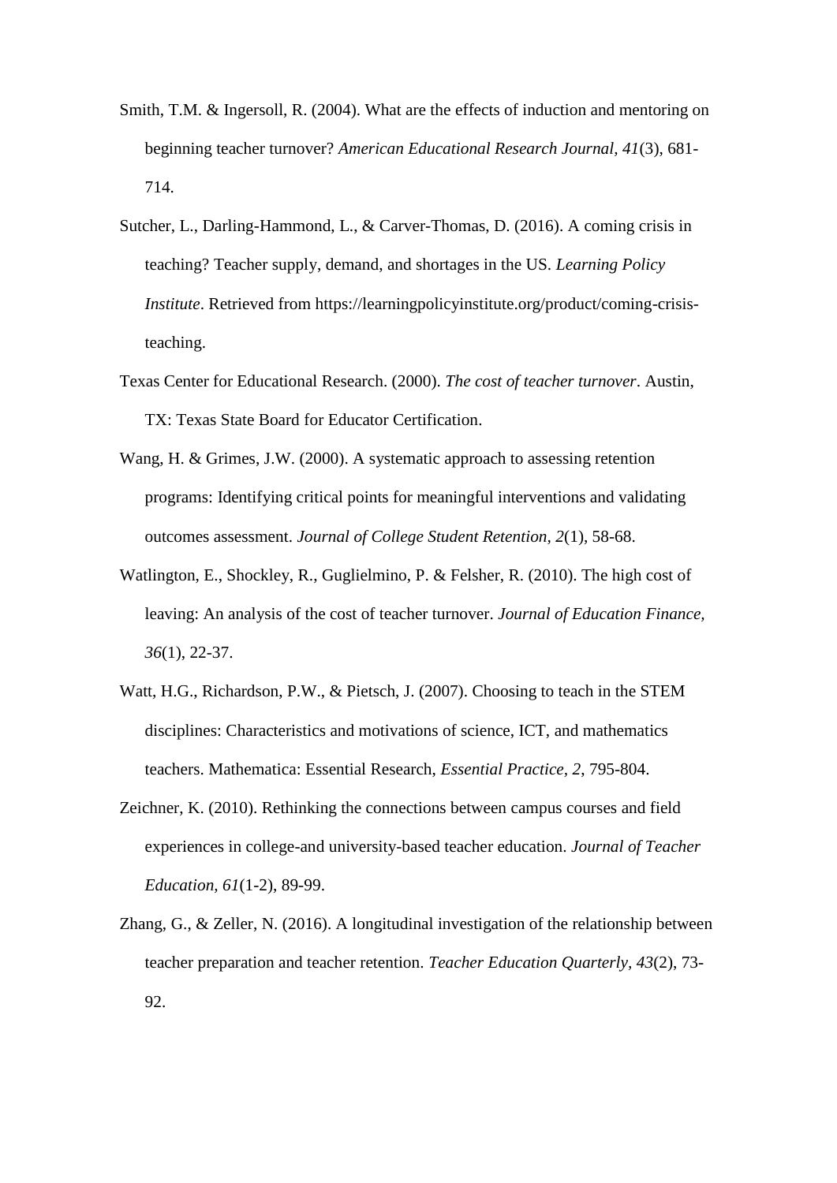Smith, T.M. & Ingersoll, R. (2004). What are the effects of induction and mentoring on beginning teacher turnover? *American Educational Research Journal*, *41*(3), 681-714.

Sutcher, L., Darling-Hammond, L., & Carver-Thomas, D. (2016). A coming crisis in teaching? Teacher supply, demand, and shortages in the US. *Learning Policy Institute*. Retrieved from https://learningpolicyinstitute.org/product/coming-crisis-teaching.

Texas Center for Educational Research. (2000). *The cost of teacher turnover*. Austin, TX: Texas State Board for Educator Certification.

Wang, H. & Grimes, J.W. (2000). A systematic approach to assessing retention programs: Identifying critical points for meaningful interventions and validating outcomes assessment. *Journal of College Student Retention*, *2*(1), 58-68.

Watlington, E., Shockley, R., Guglielmino, P. & Felsher, R. (2010). The high cost of leaving: An analysis of the cost of teacher turnover. *Journal of Education Finance, 36*(1), 22-37.

Watt, H.G., Richardson, P.W., & Pietsch, J. (2007). Choosing to teach in the STEM disciplines: Characteristics and motivations of science, ICT, and mathematics teachers. Mathematica: Essential Research, *Essential Practice*, *2*, 795-804.

Zeichner, K. (2010). Rethinking the connections between campus courses and field experiences in college-and university-based teacher education. *Journal of Teacher Education, 61*(1-2), 89-99.

Zhang, G., & Zeller, N. (2016). A longitudinal investigation of the relationship between teacher preparation and teacher retention. *Teacher Education Quarterly*, *43*(2), 73-92.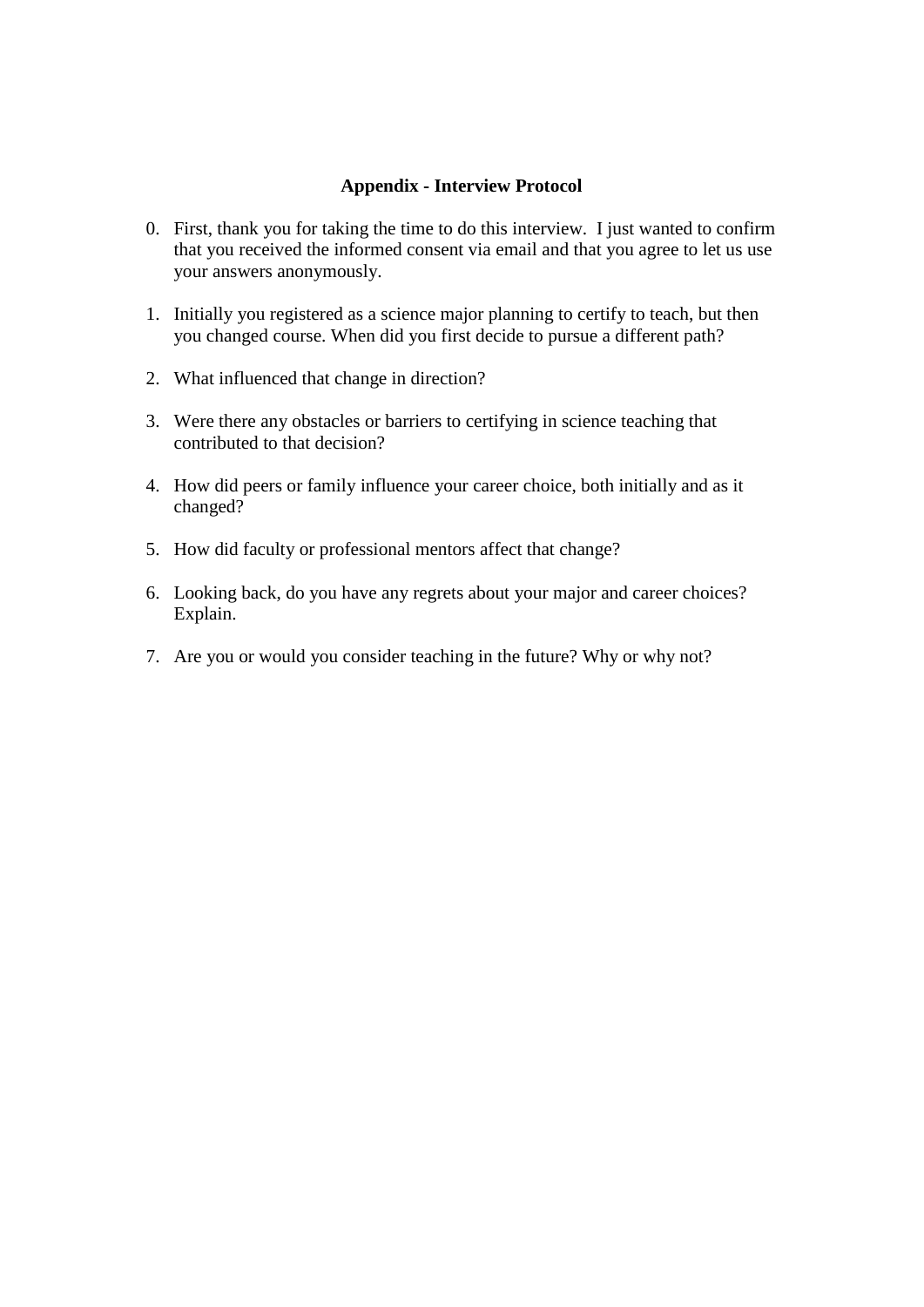# Appendix - Interview Protocol

0. First, thank you for taking the time to do this interview. I just wanted to confirm that you received the informed consent via email and that you agree to let us use your answers anonymously.

1. Initially you registered as a science major planning to certify to teach, but then you changed course. When did you first decide to pursue a different path?

2. What influenced that change in direction?

3. Were there any obstacles or barriers to certifying in science teaching that contributed to that decision?

4. How did peers or family influence your career choice, both initially and as it changed?

5. How did faculty or professional mentors affect that change?

6. Looking back, do you have any regrets about your major and career choices? Explain.

7. Are you or would you consider teaching in the future? Why or why not?